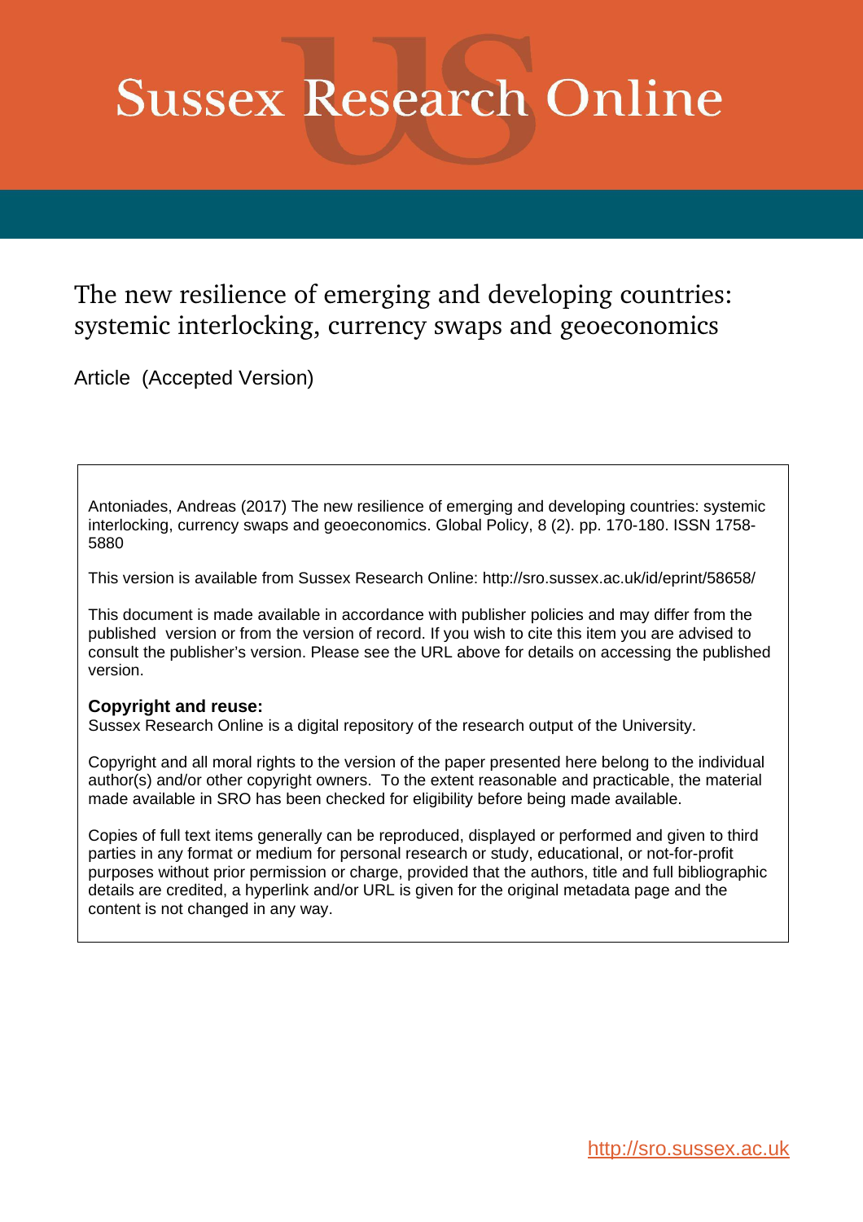# Sussex Research Online

## The new resilience of emerging and developing countries: systemic interlocking, currency swaps and geoeconomics

Article (Accepted Version)

Antoniades, Andreas (2017) The new resilience of emerging and developing countries: systemic interlocking, currency swaps and geoeconomics. Global Policy, 8 (2). pp. 170-180. ISSN 1758-5880

This version is available from Sussex Research Online: http://sro.sussex.ac.uk/id/eprint/58658/

This document is made available in accordance with publisher policies and may differ from the published version or from the version of record. If you wish to cite this item you are advised to consult the publisher's version. Please see the URL above for details on accessing the published version.

**Copyright and reuse:**
Sussex Research Online is a digital repository of the research output of the University.

Copyright and all moral rights to the version of the paper presented here belong to the individual author(s) and/or other copyright owners. To the extent reasonable and practicable, the material made available in SRO has been checked for eligibility before being made available.

Copies of full text items generally can be reproduced, displayed or performed and given to third parties in any format or medium for personal research or study, educational, or not-for-profit purposes without prior permission or charge, provided that the authors, title and full bibliographic details are credited, a hyperlink and/or URL is given for the original metadata page and the content is not changed in any way.

http://sro.sussex.ac.uk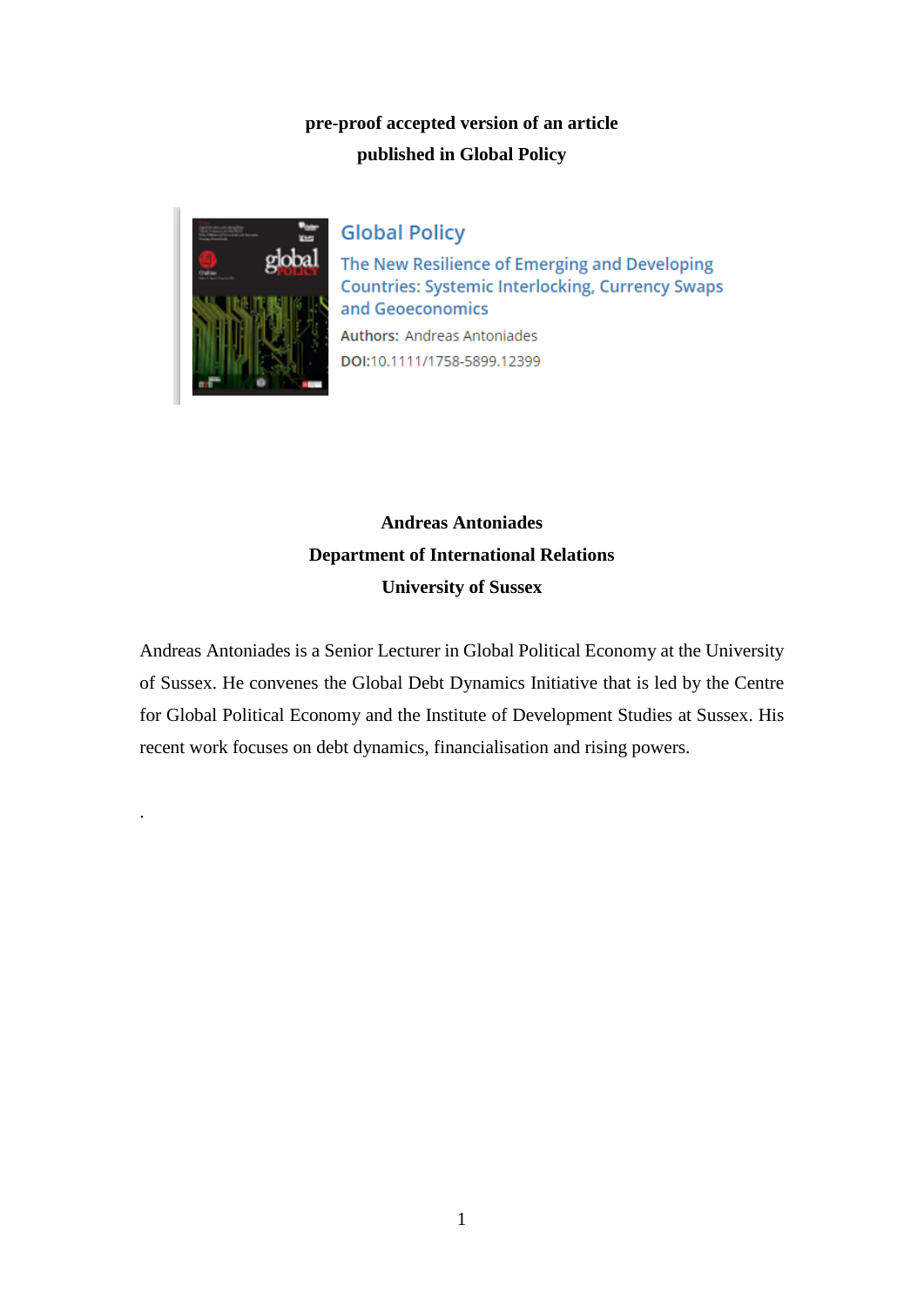**pre-proof accepted version of an article**

**published in Global Policy**

Global Policy

The New Resilience of Emerging and Developing Countries: Systemic Interlocking, Currency Swaps and Geoeconomics

Authors: Andreas Antoniades

DOI:10.1111/1758-5899.12399

**Andreas Antoniades**

**Department of International Relations**

**University of Sussex**

Andreas Antoniades is a Senior Lecturer in Global Political Economy at the University of Sussex. He convenes the Global Debt Dynamics Initiative that is led by the Centre for Global Political Economy and the Institute of Development Studies at Sussex. His recent work focuses on debt dynamics, financialisation and rising powers.

.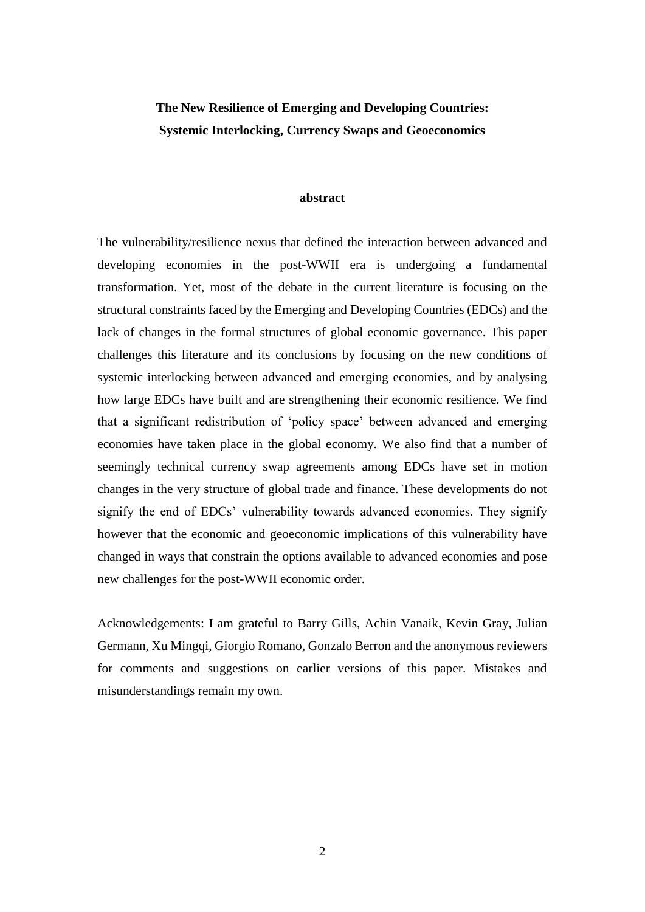# The New Resilience of Emerging and Developing Countries: Systemic Interlocking, Currency Swaps and Geoeconomics

## abstract

The vulnerability/resilience nexus that defined the interaction between advanced and developing economies in the post-WWII era is undergoing a fundamental transformation. Yet, most of the debate in the current literature is focusing on the structural constraints faced by the Emerging and Developing Countries (EDCs) and the lack of changes in the formal structures of global economic governance. This paper challenges this literature and its conclusions by focusing on the new conditions of systemic interlocking between advanced and emerging economies, and by analysing how large EDCs have built and are strengthening their economic resilience. We find that a significant redistribution of 'policy space' between advanced and emerging economies have taken place in the global economy. We also find that a number of seemingly technical currency swap agreements among EDCs have set in motion changes in the very structure of global trade and finance. These developments do not signify the end of EDCs' vulnerability towards advanced economies. They signify however that the economic and geoeconomic implications of this vulnerability have changed in ways that constrain the options available to advanced economies and pose new challenges for the post-WWII economic order.

Acknowledgements: I am grateful to Barry Gills, Achin Vanaik, Kevin Gray, Julian Germann, Xu Mingqi, Giorgio Romano, Gonzalo Berron and the anonymous reviewers for comments and suggestions on earlier versions of this paper. Mistakes and misunderstandings remain my own.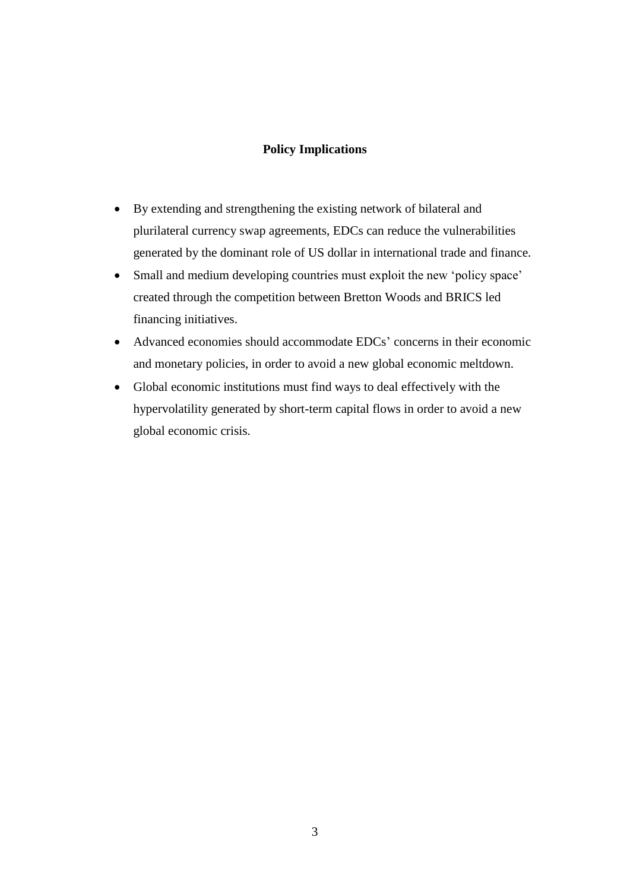## Policy Implications

- By extending and strengthening the existing network of bilateral and plurilateral currency swap agreements, EDCs can reduce the vulnerabilities generated by the dominant role of US dollar in international trade and finance.
- Small and medium developing countries must exploit the new 'policy space' created through the competition between Bretton Woods and BRICS led financing initiatives.
- Advanced economies should accommodate EDCs' concerns in their economic and monetary policies, in order to avoid a new global economic meltdown.
- Global economic institutions must find ways to deal effectively with the hypervolatility generated by short-term capital flows in order to avoid a new global economic crisis.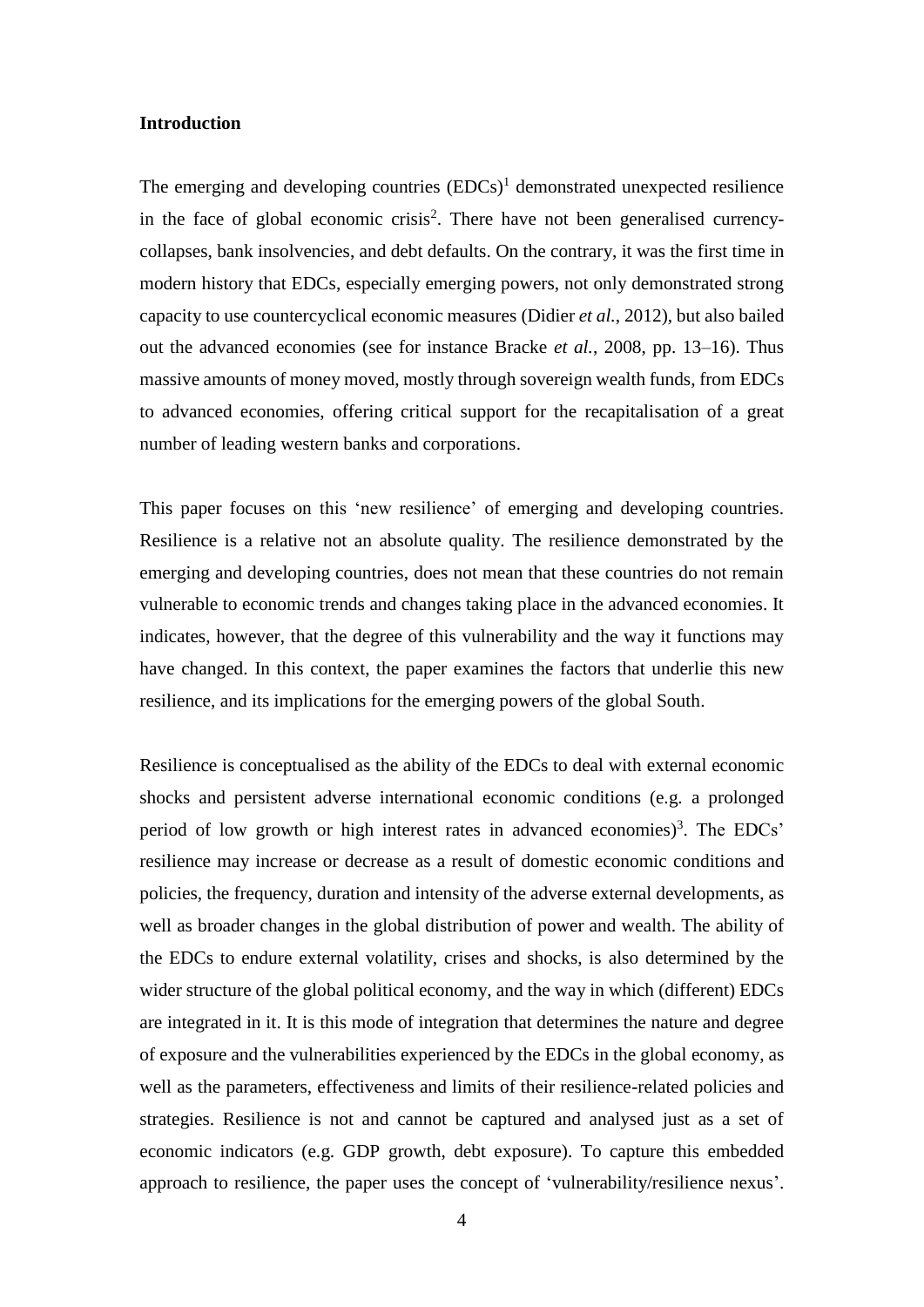**Introduction**

The emerging and developing countries (EDCs)[1] demonstrated unexpected resilience in the face of global economic crisis[2]. There have not been generalised currency-collapses, bank insolvencies, and debt defaults. On the contrary, it was the first time in modern history that EDCs, especially emerging powers, not only demonstrated strong capacity to use countercyclical economic measures (Didier *et al.*, 2012), but also bailed out the advanced economies (see for instance Bracke *et al.*, 2008, pp. 13–16). Thus massive amounts of money moved, mostly through sovereign wealth funds, from EDCs to advanced economies, offering critical support for the recapitalisation of a great number of leading western banks and corporations.

This paper focuses on this 'new resilience' of emerging and developing countries. Resilience is a relative not an absolute quality. The resilience demonstrated by the emerging and developing countries, does not mean that these countries do not remain vulnerable to economic trends and changes taking place in the advanced economies. It indicates, however, that the degree of this vulnerability and the way it functions may have changed. In this context, the paper examines the factors that underlie this new resilience, and its implications for the emerging powers of the global South.

Resilience is conceptualised as the ability of the EDCs to deal with external economic shocks and persistent adverse international economic conditions (e.g. a prolonged period of low growth or high interest rates in advanced economies)[3]. The EDCs' resilience may increase or decrease as a result of domestic economic conditions and policies, the frequency, duration and intensity of the adverse external developments, as well as broader changes in the global distribution of power and wealth. The ability of the EDCs to endure external volatility, crises and shocks, is also determined by the wider structure of the global political economy, and the way in which (different) EDCs are integrated in it. It is this mode of integration that determines the nature and degree of exposure and the vulnerabilities experienced by the EDCs in the global economy, as well as the parameters, effectiveness and limits of their resilience-related policies and strategies. Resilience is not and cannot be captured and analysed just as a set of economic indicators (e.g. GDP growth, debt exposure). To capture this embedded approach to resilience, the paper uses the concept of 'vulnerability/resilience nexus'.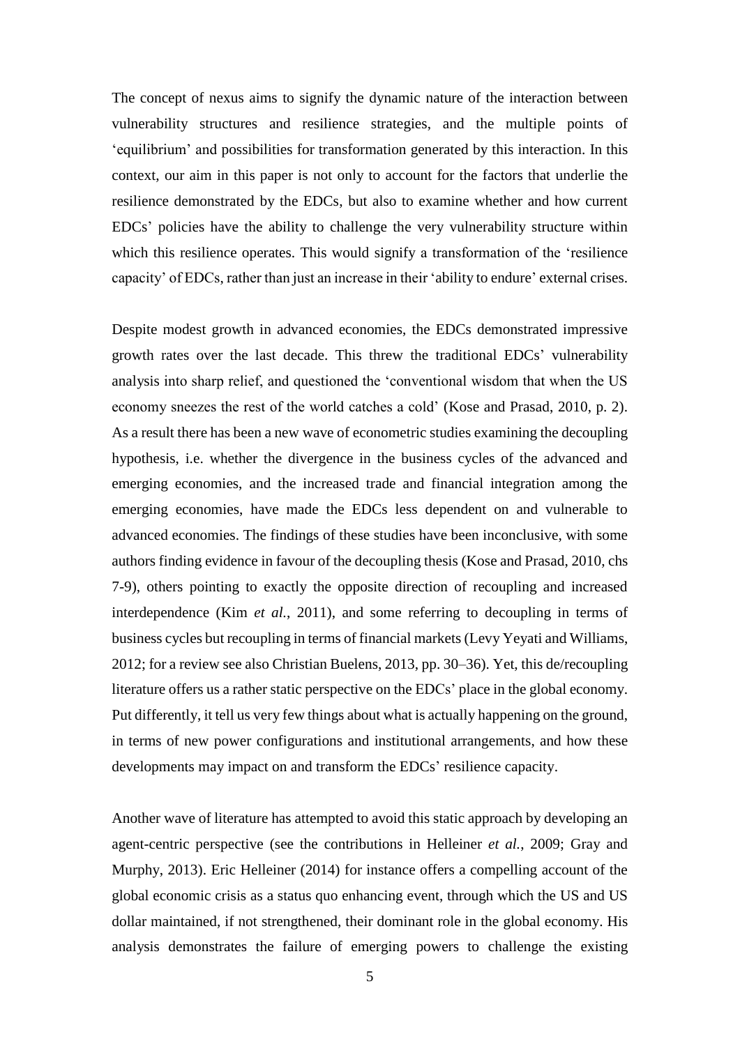The concept of nexus aims to signify the dynamic nature of the interaction between vulnerability structures and resilience strategies, and the multiple points of 'equilibrium' and possibilities for transformation generated by this interaction. In this context, our aim in this paper is not only to account for the factors that underlie the resilience demonstrated by the EDCs, but also to examine whether and how current EDCs' policies have the ability to challenge the very vulnerability structure within which this resilience operates. This would signify a transformation of the 'resilience capacity' of EDCs, rather than just an increase in their 'ability to endure' external crises.

Despite modest growth in advanced economies, the EDCs demonstrated impressive growth rates over the last decade. This threw the traditional EDCs' vulnerability analysis into sharp relief, and questioned the 'conventional wisdom that when the US economy sneezes the rest of the world catches a cold' (Kose and Prasad, 2010, p. 2). As a result there has been a new wave of econometric studies examining the decoupling hypothesis, i.e. whether the divergence in the business cycles of the advanced and emerging economies, and the increased trade and financial integration among the emerging economies, have made the EDCs less dependent on and vulnerable to advanced economies. The findings of these studies have been inconclusive, with some authors finding evidence in favour of the decoupling thesis (Kose and Prasad, 2010, chs 7-9), others pointing to exactly the opposite direction of recoupling and increased interdependence (Kim *et al.*, 2011), and some referring to decoupling in terms of business cycles but recoupling in terms of financial markets (Levy Yeyati and Williams, 2012; for a review see also Christian Buelens, 2013, pp. 30–36). Yet, this de/recoupling literature offers us a rather static perspective on the EDCs' place in the global economy. Put differently, it tell us very few things about what is actually happening on the ground, in terms of new power configurations and institutional arrangements, and how these developments may impact on and transform the EDCs' resilience capacity.

Another wave of literature has attempted to avoid this static approach by developing an agent-centric perspective (see the contributions in Helleiner *et al.*, 2009; Gray and Murphy, 2013). Eric Helleiner (2014) for instance offers a compelling account of the global economic crisis as a status quo enhancing event, through which the US and US dollar maintained, if not strengthened, their dominant role in the global economy. His analysis demonstrates the failure of emerging powers to challenge the existing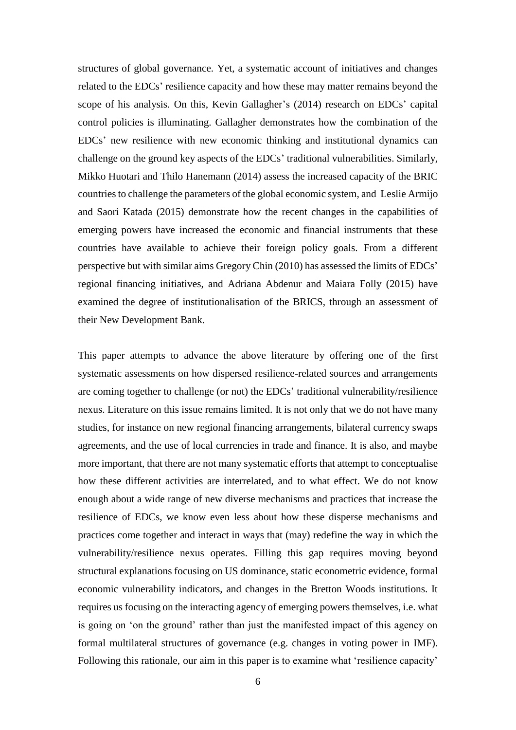structures of global governance. Yet, a systematic account of initiatives and changes related to the EDCs' resilience capacity and how these may matter remains beyond the scope of his analysis. On this, Kevin Gallagher's (2014) research on EDCs' capital control policies is illuminating. Gallagher demonstrates how the combination of the EDCs' new resilience with new economic thinking and institutional dynamics can challenge on the ground key aspects of the EDCs' traditional vulnerabilities. Similarly, Mikko Huotari and Thilo Hanemann (2014) assess the increased capacity of the BRIC countries to challenge the parameters of the global economic system, and Leslie Armijo and Saori Katada (2015) demonstrate how the recent changes in the capabilities of emerging powers have increased the economic and financial instruments that these countries have available to achieve their foreign policy goals. From a different perspective but with similar aims Gregory Chin (2010) has assessed the limits of EDCs' regional financing initiatives, and Adriana Abdenur and Maiara Folly (2015) have examined the degree of institutionalisation of the BRICS, through an assessment of their New Development Bank.

This paper attempts to advance the above literature by offering one of the first systematic assessments on how dispersed resilience-related sources and arrangements are coming together to challenge (or not) the EDCs' traditional vulnerability/resilience nexus. Literature on this issue remains limited. It is not only that we do not have many studies, for instance on new regional financing arrangements, bilateral currency swaps agreements, and the use of local currencies in trade and finance. It is also, and maybe more important, that there are not many systematic efforts that attempt to conceptualise how these different activities are interrelated, and to what effect. We do not know enough about a wide range of new diverse mechanisms and practices that increase the resilience of EDCs, we know even less about how these disperse mechanisms and practices come together and interact in ways that (may) redefine the way in which the vulnerability/resilience nexus operates. Filling this gap requires moving beyond structural explanations focusing on US dominance, static econometric evidence, formal economic vulnerability indicators, and changes in the Bretton Woods institutions. It requires us focusing on the interacting agency of emerging powers themselves, i.e. what is going on 'on the ground' rather than just the manifested impact of this agency on formal multilateral structures of governance (e.g. changes in voting power in IMF). Following this rationale, our aim in this paper is to examine what 'resilience capacity'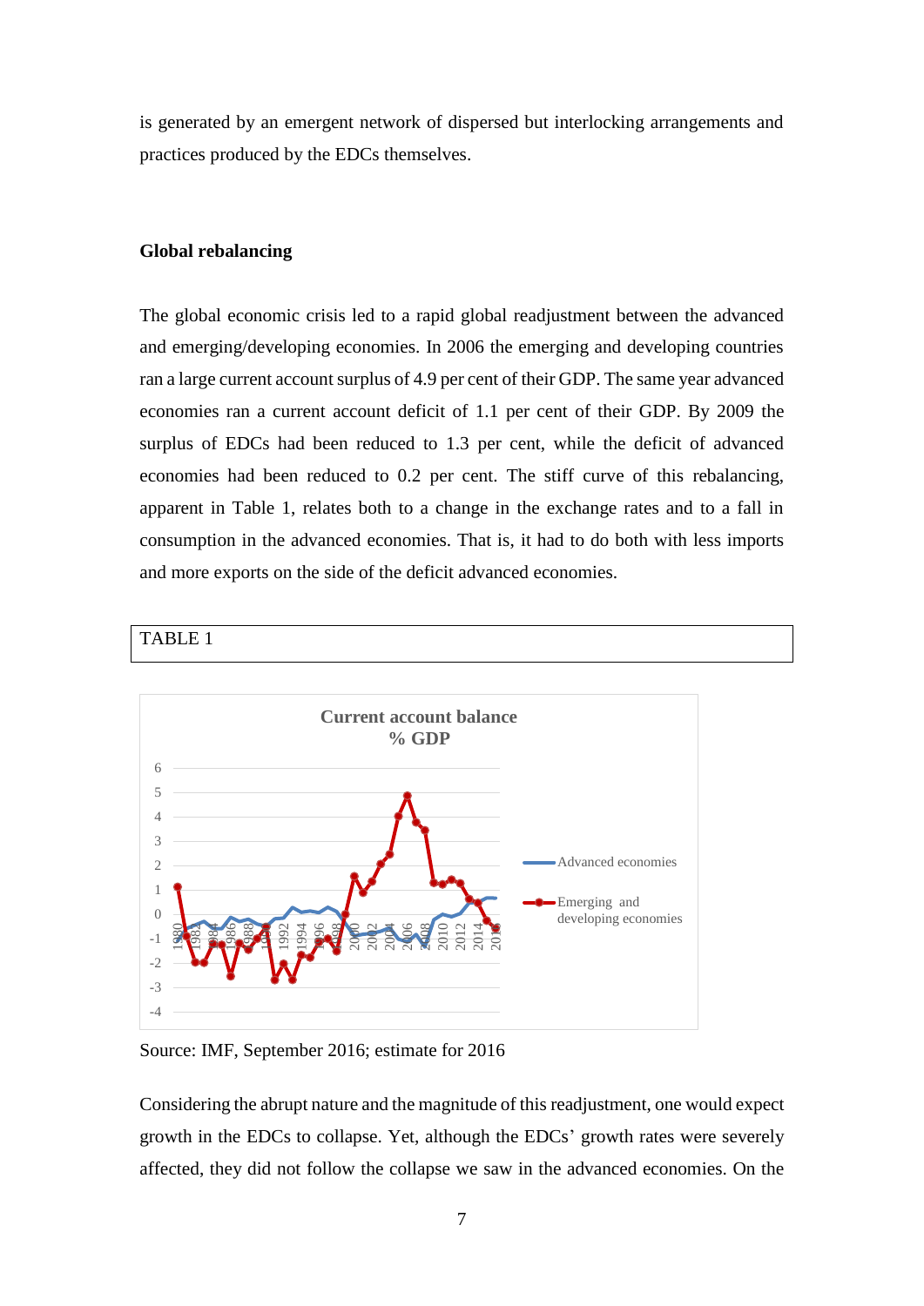is generated by an emergent network of dispersed but interlocking arrangements and practices produced by the EDCs themselves.

## Global rebalancing

The global economic crisis led to a rapid global readjustment between the advanced and emerging/developing economies. In 2006 the emerging and developing countries ran a large current account surplus of 4.9 per cent of their GDP. The same year advanced economies ran a current account deficit of 1.1 per cent of their GDP. By 2009 the surplus of EDCs had been reduced to 1.3 per cent, while the deficit of advanced economies had been reduced to 0.2 per cent. The stiff curve of this rebalancing, apparent in Table 1, relates both to a change in the exchange rates and to a fall in consumption in the advanced economies. That is, it had to do both with less imports and more exports on the side of the deficit advanced economies.

TABLE 1

Current account balance
% GDP

6
5
4
3
2
1
0
-1
-2
-3
-4

1980
1982
1984
1986
1988
1990
1992
1994
1996
1998
2000
2002
2004
2006
2008
2010
2012
2014
2016

Advanced economies
Emerging and developing economies

Source: IMF, September 2016; estimate for 2016

Considering the abrupt nature and the magnitude of this readjustment, one would expect growth in the EDCs to collapse. Yet, although the EDCs' growth rates were severely affected, they did not follow the collapse we saw in the advanced economies. On the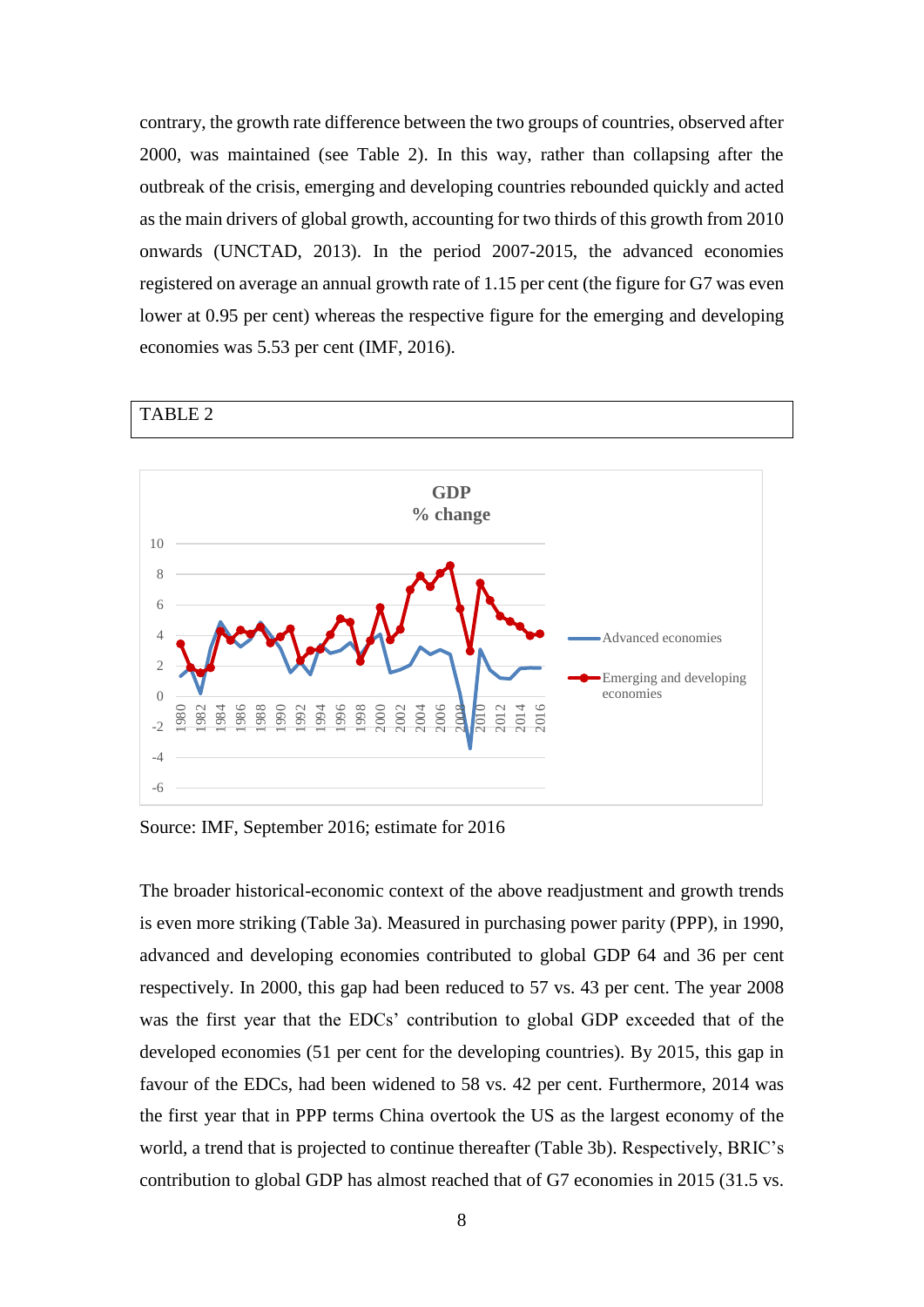contrary, the growth rate difference between the two groups of countries, observed after 2000, was maintained (see Table 2). In this way, rather than collapsing after the outbreak of the crisis, emerging and developing countries rebounded quickly and acted as the main drivers of global growth, accounting for two thirds of this growth from 2010 onwards (UNCTAD, 2013). In the period 2007-2015, the advanced economies registered on average an annual growth rate of 1.15 per cent (the figure for G7 was even lower at 0.95 per cent) whereas the respective figure for the emerging and developing economies was 5.53 per cent (IMF, 2016).

TABLE 2

GDP
% change

10
8
6
4
2
0
-2
-4
-6

1980 1982 1984 1986 1988 1990 1992 1994 1996 1998 2000 2002 2004 2006 2008 2010 2012 2014 2016

Advanced economies

Emerging and developing economies

Source: IMF, September 2016; estimate for 2016

The broader historical-economic context of the above readjustment and growth trends is even more striking (Table 3a). Measured in purchasing power parity (PPP), in 1990, advanced and developing economies contributed to global GDP 64 and 36 per cent respectively. In 2000, this gap had been reduced to 57 vs. 43 per cent. The year 2008 was the first year that the EDCs' contribution to global GDP exceeded that of the developed economies (51 per cent for the developing countries). By 2015, this gap in favour of the EDCs, had been widened to 58 vs. 42 per cent. Furthermore, 2014 was the first year that in PPP terms China overtook the US as the largest economy of the world, a trend that is projected to continue thereafter (Table 3b). Respectively, BRIC's contribution to global GDP has almost reached that of G7 economies in 2015 (31.5 vs.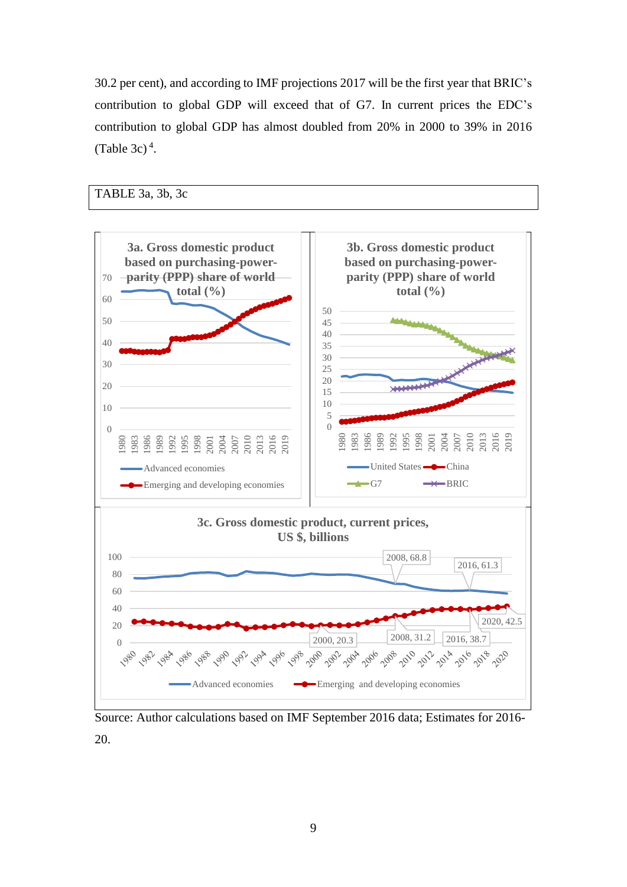30.2 per cent), and according to IMF projections 2017 will be the first year that BRIC's contribution to global GDP will exceed that of G7. In current prices the EDC's contribution to global GDP has almost doubled from 20% in 2000 to 39% in 2016 (Table 3c)[4].

TABLE 3a, 3b, 3c

3a. Gross domestic product based on purchasing-power-parity (PPP) share of world total (%)

70
60
50
40
30
20
10
0

1980 1983 1986 1989 1992 1995 1998 2001 2004 2007 2010 2013 2016 2019

Advanced economies
Emerging and developing economies

3b. Gross domestic product based on purchasing-power-parity (PPP) share of world total (%)

50
45
40
35
30
25
20
15
10
5
0

1980 1983 1986 1989 1992 1995 1998 2001 2004 2007 2010 2013 2016 2019

United States
China
G7
BRIC

3c. Gross domestic product, current prices, US $, billions

100
80
60
40
20
0

1980 1982 1984 1986 1988 1990 1992 1994 1996 1998 2000 2002 2004 2006 2008 2010 2012 2014 2016 2018 2020

2008, 68.8
2016, 61.3
2000, 20.3
2008, 31.2
2016, 38.7
2020, 42.5

Advanced economies
Emerging and developing economies

Source: Author calculations based on IMF September 2016 data; Estimates for 2016-20.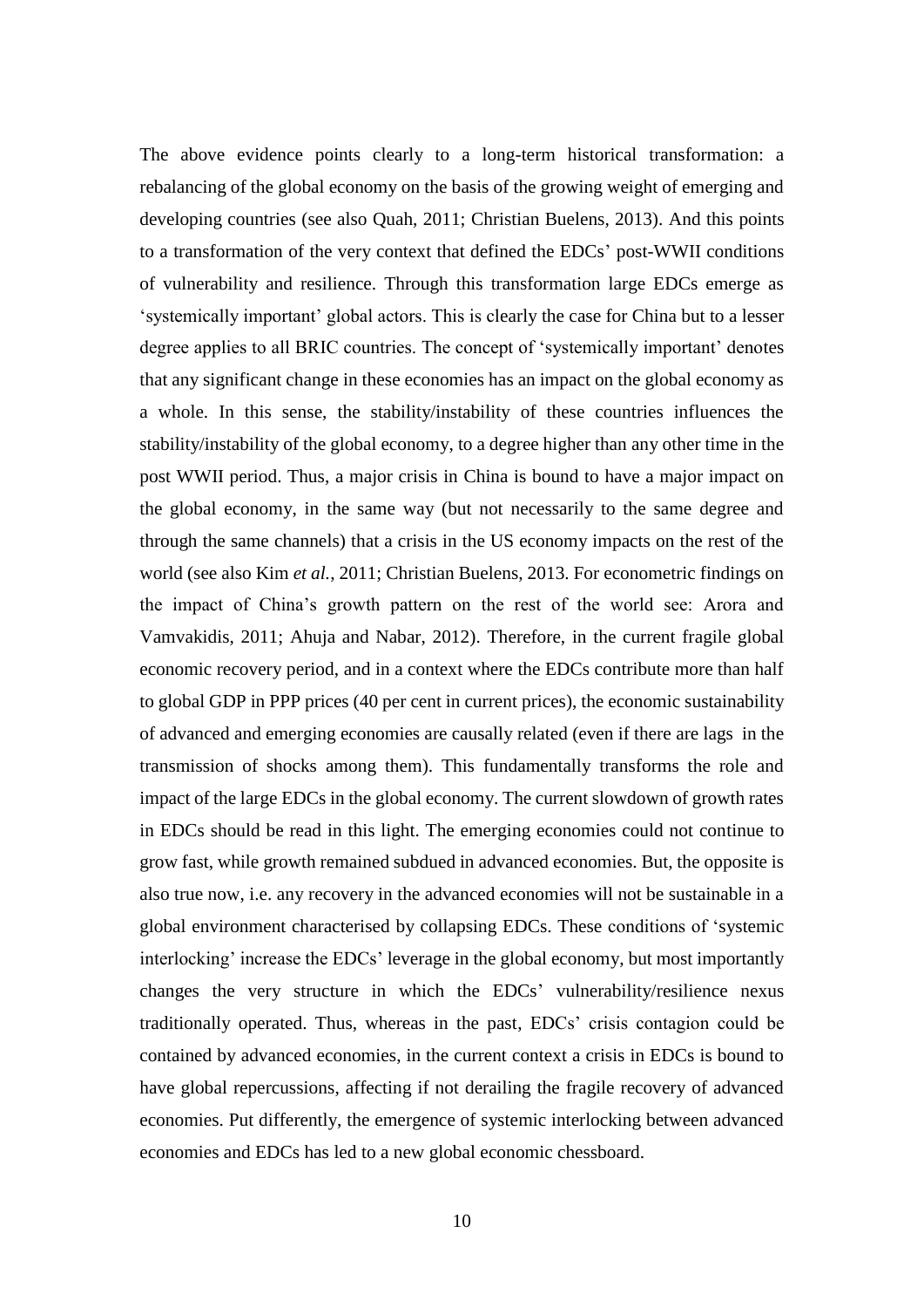The above evidence points clearly to a long-term historical transformation: a rebalancing of the global economy on the basis of the growing weight of emerging and developing countries (see also Quah, 2011; Christian Buelens, 2013). And this points to a transformation of the very context that defined the EDCs' post-WWII conditions of vulnerability and resilience. Through this transformation large EDCs emerge as 'systemically important' global actors. This is clearly the case for China but to a lesser degree applies to all BRIC countries. The concept of 'systemically important' denotes that any significant change in these economies has an impact on the global economy as a whole. In this sense, the stability/instability of these countries influences the stability/instability of the global economy, to a degree higher than any other time in the post WWII period. Thus, a major crisis in China is bound to have a major impact on the global economy, in the same way (but not necessarily to the same degree and through the same channels) that a crisis in the US economy impacts on the rest of the world (see also Kim *et al.*, 2011; Christian Buelens, 2013. For econometric findings on the impact of China's growth pattern on the rest of the world see: Arora and Vamvakidis, 2011; Ahuja and Nabar, 2012). Therefore, in the current fragile global economic recovery period, and in a context where the EDCs contribute more than half to global GDP in PPP prices (40 per cent in current prices), the economic sustainability of advanced and emerging economies are causally related (even if there are lags in the transmission of shocks among them). This fundamentally transforms the role and impact of the large EDCs in the global economy. The current slowdown of growth rates in EDCs should be read in this light. The emerging economies could not continue to grow fast, while growth remained subdued in advanced economies. But, the opposite is also true now, i.e. any recovery in the advanced economies will not be sustainable in a global environment characterised by collapsing EDCs. These conditions of 'systemic interlocking' increase the EDCs' leverage in the global economy, but most importantly changes the very structure in which the EDCs' vulnerability/resilience nexus traditionally operated. Thus, whereas in the past, EDCs' crisis contagion could be contained by advanced economies, in the current context a crisis in EDCs is bound to have global repercussions, affecting if not derailing the fragile recovery of advanced economies. Put differently, the emergence of systemic interlocking between advanced economies and EDCs has led to a new global economic chessboard.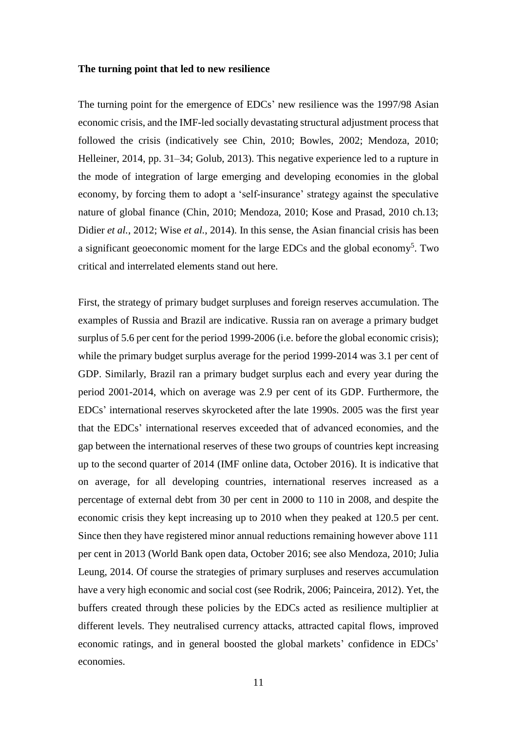**The turning point that led to new resilience**

The turning point for the emergence of EDCs' new resilience was the 1997/98 Asian economic crisis, and the IMF-led socially devastating structural adjustment process that followed the crisis (indicatively see Chin, 2010; Bowles, 2002; Mendoza, 2010; Helleiner, 2014, pp. 31–34; Golub, 2013). This negative experience led to a rupture in the mode of integration of large emerging and developing economies in the global economy, by forcing them to adopt a 'self-insurance' strategy against the speculative nature of global finance (Chin, 2010; Mendoza, 2010; Kose and Prasad, 2010 ch.13; Didier *et al.*, 2012; Wise *et al.*, 2014). In this sense, the Asian financial crisis has been a significant geoeconomic moment for the large EDCs and the global economy[5]. Two critical and interrelated elements stand out here.

First, the strategy of primary budget surpluses and foreign reserves accumulation. The examples of Russia and Brazil are indicative. Russia ran on average a primary budget surplus of 5.6 per cent for the period 1999-2006 (i.e. before the global economic crisis); while the primary budget surplus average for the period 1999-2014 was 3.1 per cent of GDP. Similarly, Brazil ran a primary budget surplus each and every year during the period 2001-2014, which on average was 2.9 per cent of its GDP. Furthermore, the EDCs' international reserves skyrocketed after the late 1990s. 2005 was the first year that the EDCs' international reserves exceeded that of advanced economies, and the gap between the international reserves of these two groups of countries kept increasing up to the second quarter of 2014 (IMF online data, October 2016). It is indicative that on average, for all developing countries, international reserves increased as a percentage of external debt from 30 per cent in 2000 to 110 in 2008, and despite the economic crisis they kept increasing up to 2010 when they peaked at 120.5 per cent. Since then they have registered minor annual reductions remaining however above 111 per cent in 2013 (World Bank open data, October 2016; see also Mendoza, 2010; Julia Leung, 2014. Of course the strategies of primary surpluses and reserves accumulation have a very high economic and social cost (see Rodrik, 2006; Painceira, 2012). Yet, the buffers created through these policies by the EDCs acted as resilience multiplier at different levels. They neutralised currency attacks, attracted capital flows, improved economic ratings, and in general boosted the global markets' confidence in EDCs' economies.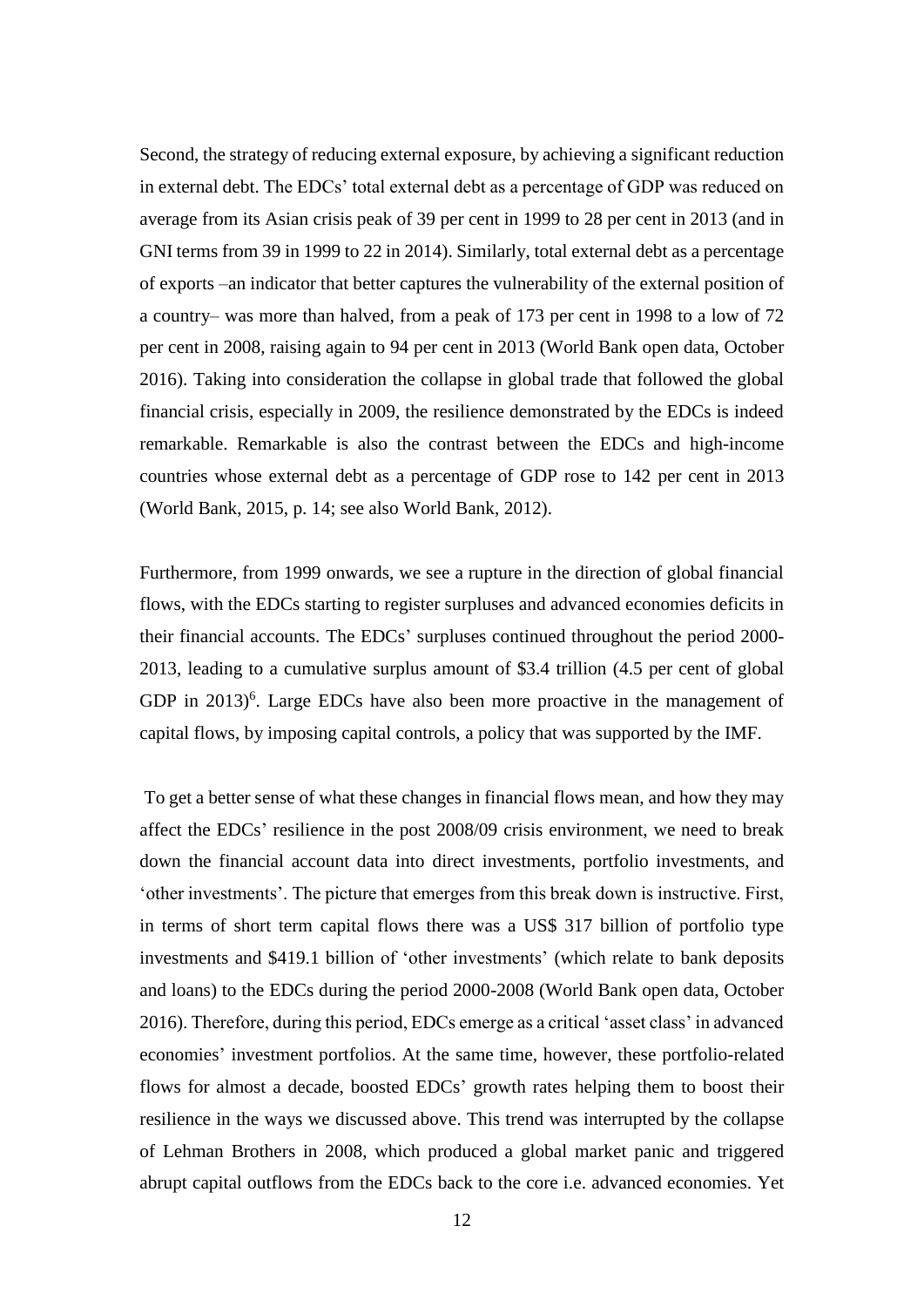Second, the strategy of reducing external exposure, by achieving a significant reduction in external debt. The EDCs' total external debt as a percentage of GDP was reduced on average from its Asian crisis peak of 39 per cent in 1999 to 28 per cent in 2013 (and in GNI terms from 39 in 1999 to 22 in 2014). Similarly, total external debt as a percentage of exports –an indicator that better captures the vulnerability of the external position of a country– was more than halved, from a peak of 173 per cent in 1998 to a low of 72 per cent in 2008, raising again to 94 per cent in 2013 (World Bank open data, October 2016). Taking into consideration the collapse in global trade that followed the global financial crisis, especially in 2009, the resilience demonstrated by the EDCs is indeed remarkable. Remarkable is also the contrast between the EDCs and high-income countries whose external debt as a percentage of GDP rose to 142 per cent in 2013 (World Bank, 2015, p. 14; see also World Bank, 2012).

Furthermore, from 1999 onwards, we see a rupture in the direction of global financial flows, with the EDCs starting to register surpluses and advanced economies deficits in their financial accounts. The EDCs' surpluses continued throughout the period 2000-2013, leading to a cumulative surplus amount of \$3.4 trillion (4.5 per cent of global GDP in 2013)[6]. Large EDCs have also been more proactive in the management of capital flows, by imposing capital controls, a policy that was supported by the IMF.

To get a better sense of what these changes in financial flows mean, and how they may affect the EDCs' resilience in the post 2008/09 crisis environment, we need to break down the financial account data into direct investments, portfolio investments, and 'other investments'. The picture that emerges from this break down is instructive. First, in terms of short term capital flows there was a US\$ 317 billion of portfolio type investments and \$419.1 billion of 'other investments' (which relate to bank deposits and loans) to the EDCs during the period 2000-2008 (World Bank open data, October 2016). Therefore, during this period, EDCs emerge as a critical 'asset class' in advanced economies' investment portfolios. At the same time, however, these portfolio-related flows for almost a decade, boosted EDCs' growth rates helping them to boost their resilience in the ways we discussed above. This trend was interrupted by the collapse of Lehman Brothers in 2008, which produced a global market panic and triggered abrupt capital outflows from the EDCs back to the core i.e. advanced economies. Yet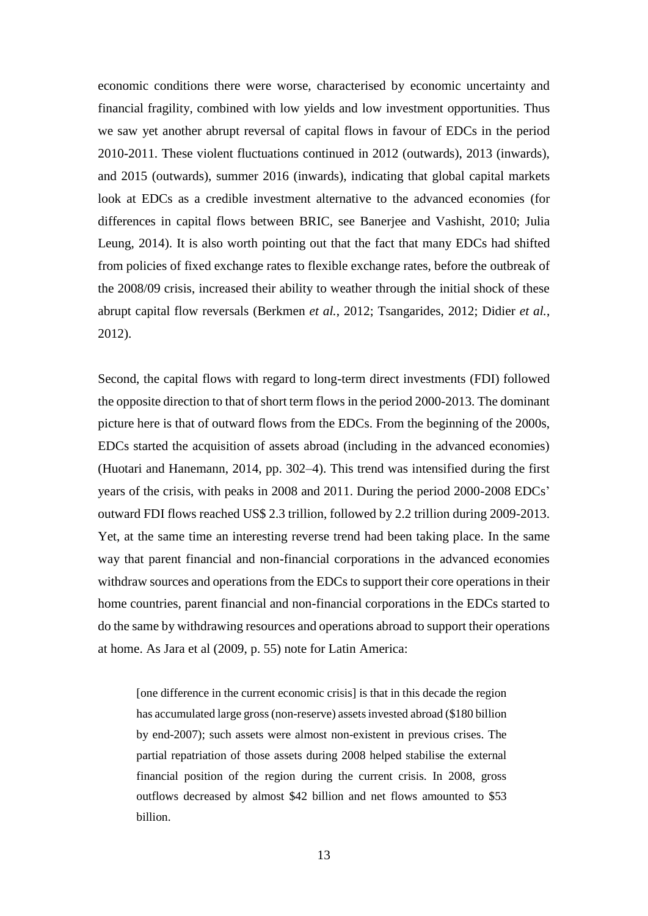economic conditions there were worse, characterised by economic uncertainty and financial fragility, combined with low yields and low investment opportunities. Thus we saw yet another abrupt reversal of capital flows in favour of EDCs in the period 2010-2011. These violent fluctuations continued in 2012 (outwards), 2013 (inwards), and 2015 (outwards), summer 2016 (inwards), indicating that global capital markets look at EDCs as a credible investment alternative to the advanced economies (for differences in capital flows between BRIC, see Banerjee and Vashisht, 2010; Julia Leung, 2014). It is also worth pointing out that the fact that many EDCs had shifted from policies of fixed exchange rates to flexible exchange rates, before the outbreak of the 2008/09 crisis, increased their ability to weather through the initial shock of these abrupt capital flow reversals (Berkmen *et al.*, 2012; Tsangarides, 2012; Didier *et al.*, 2012).

Second, the capital flows with regard to long-term direct investments (FDI) followed the opposite direction to that of short term flows in the period 2000-2013. The dominant picture here is that of outward flows from the EDCs. From the beginning of the 2000s, EDCs started the acquisition of assets abroad (including in the advanced economies) (Huotari and Hanemann, 2014, pp. 302–4). This trend was intensified during the first years of the crisis, with peaks in 2008 and 2011. During the period 2000-2008 EDCs' outward FDI flows reached US$ 2.3 trillion, followed by 2.2 trillion during 2009-2013. Yet, at the same time an interesting reverse trend had been taking place. In the same way that parent financial and non-financial corporations in the advanced economies withdraw sources and operations from the EDCs to support their core operations in their home countries, parent financial and non-financial corporations in the EDCs started to do the same by withdrawing resources and operations abroad to support their operations at home. As Jara et al (2009, p. 55) note for Latin America:

> [one difference in the current economic crisis] is that in this decade the region has accumulated large gross (non-reserve) assets invested abroad ($180 billion by end-2007); such assets were almost non-existent in previous crises. The partial repatriation of those assets during 2008 helped stabilise the external financial position of the region during the current crisis. In 2008, gross outflows decreased by almost $42 billion and net flows amounted to $53 billion.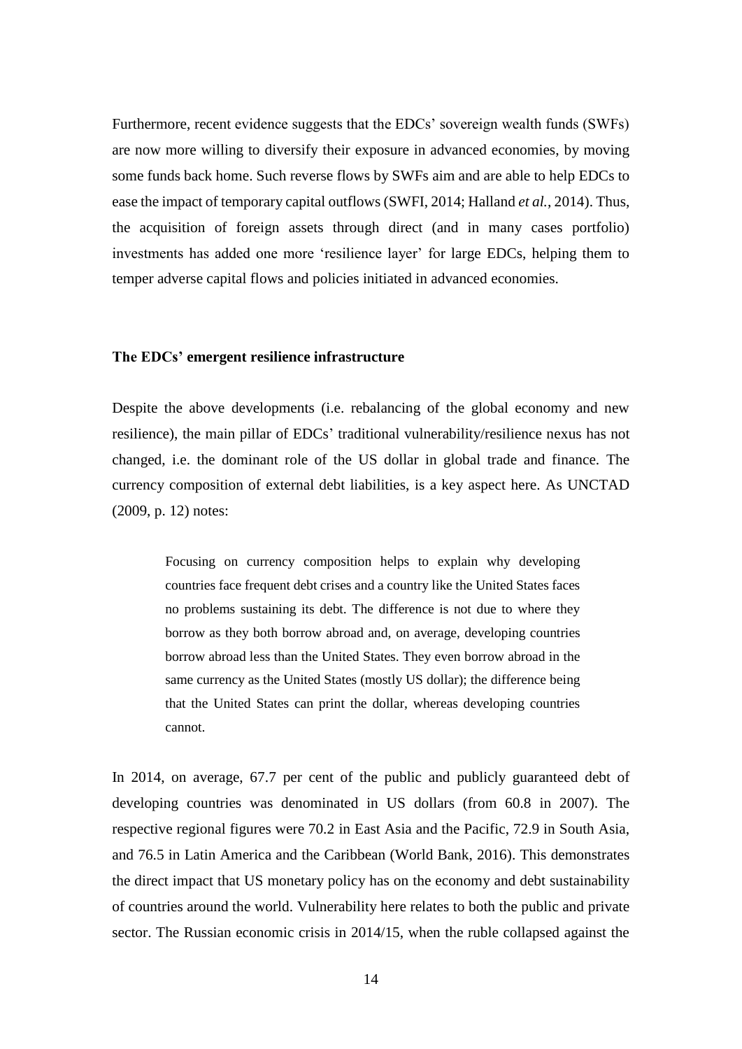Furthermore, recent evidence suggests that the EDCs' sovereign wealth funds (SWFs) are now more willing to diversify their exposure in advanced economies, by moving some funds back home. Such reverse flows by SWFs aim and are able to help EDCs to ease the impact of temporary capital outflows (SWFI, 2014; Halland *et al.*, 2014). Thus, the acquisition of foreign assets through direct (and in many cases portfolio) investments has added one more 'resilience layer' for large EDCs, helping them to temper adverse capital flows and policies initiated in advanced economies.

**The EDCs' emergent resilience infrastructure**

Despite the above developments (i.e. rebalancing of the global economy and new resilience), the main pillar of EDCs' traditional vulnerability/resilience nexus has not changed, i.e. the dominant role of the US dollar in global trade and finance. The currency composition of external debt liabilities, is a key aspect here. As UNCTAD (2009, p. 12) notes:

> Focusing on currency composition helps to explain why developing countries face frequent debt crises and a country like the United States faces no problems sustaining its debt. The difference is not due to where they borrow as they both borrow abroad and, on average, developing countries borrow abroad less than the United States. They even borrow abroad in the same currency as the United States (mostly US dollar); the difference being that the United States can print the dollar, whereas developing countries cannot.

In 2014, on average, 67.7 per cent of the public and publicly guaranteed debt of developing countries was denominated in US dollars (from 60.8 in 2007). The respective regional figures were 70.2 in East Asia and the Pacific, 72.9 in South Asia, and 76.5 in Latin America and the Caribbean (World Bank, 2016). This demonstrates the direct impact that US monetary policy has on the economy and debt sustainability of countries around the world. Vulnerability here relates to both the public and private sector. The Russian economic crisis in 2014/15, when the ruble collapsed against the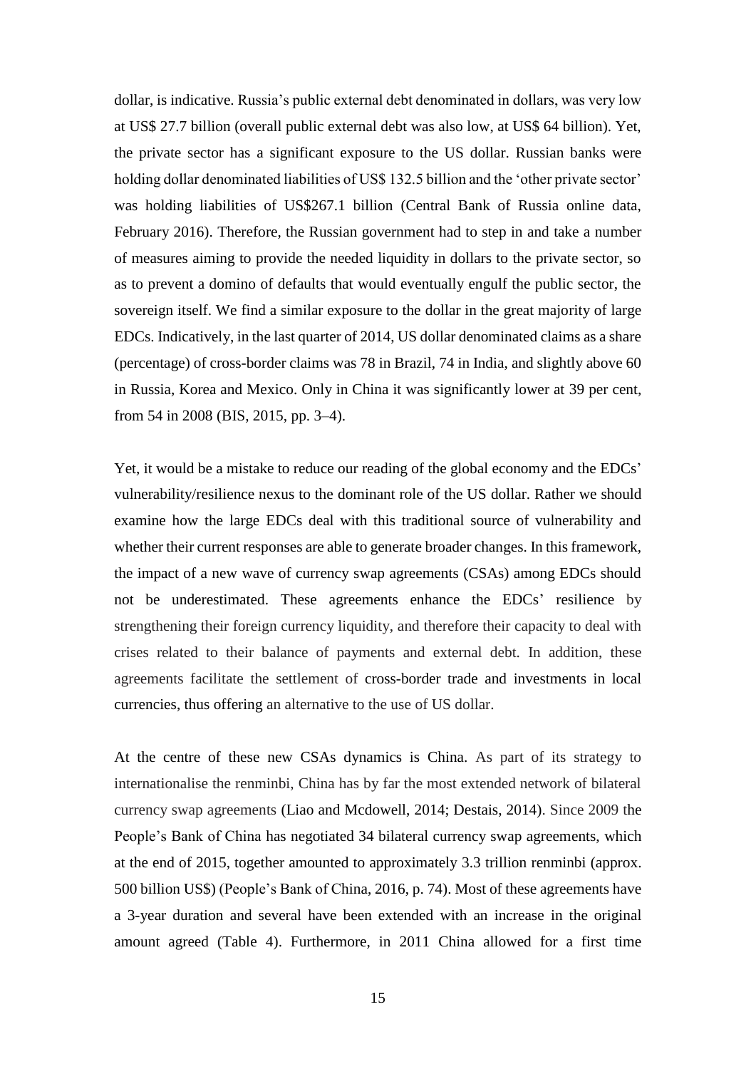dollar, is indicative. Russia's public external debt denominated in dollars, was very low at US$ 27.7 billion (overall public external debt was also low, at US$ 64 billion). Yet, the private sector has a significant exposure to the US dollar. Russian banks were holding dollar denominated liabilities of US$ 132.5 billion and the 'other private sector' was holding liabilities of US$267.1 billion (Central Bank of Russia online data, February 2016). Therefore, the Russian government had to step in and take a number of measures aiming to provide the needed liquidity in dollars to the private sector, so as to prevent a domino of defaults that would eventually engulf the public sector, the sovereign itself. We find a similar exposure to the dollar in the great majority of large EDCs. Indicatively, in the last quarter of 2014, US dollar denominated claims as a share (percentage) of cross-border claims was 78 in Brazil, 74 in India, and slightly above 60 in Russia, Korea and Mexico. Only in China it was significantly lower at 39 per cent, from 54 in 2008 (BIS, 2015, pp. 3–4).

Yet, it would be a mistake to reduce our reading of the global economy and the EDCs' vulnerability/resilience nexus to the dominant role of the US dollar. Rather we should examine how the large EDCs deal with this traditional source of vulnerability and whether their current responses are able to generate broader changes. In this framework, the impact of a new wave of currency swap agreements (CSAs) among EDCs should not be underestimated. These agreements enhance the EDCs' resilience by strengthening their foreign currency liquidity, and therefore their capacity to deal with crises related to their balance of payments and external debt. In addition, these agreements facilitate the settlement of cross-border trade and investments in local currencies, thus offering an alternative to the use of US dollar.

At the centre of these new CSAs dynamics is China. As part of its strategy to internationalise the renminbi, China has by far the most extended network of bilateral currency swap agreements (Liao and Mcdowell, 2014; Destais, 2014). Since 2009 the People's Bank of China has negotiated 34 bilateral currency swap agreements, which at the end of 2015, together amounted to approximately 3.3 trillion renminbi (approx. 500 billion US$) (People's Bank of China, 2016, p. 74). Most of these agreements have a 3-year duration and several have been extended with an increase in the original amount agreed (Table 4). Furthermore, in 2011 China allowed for a first time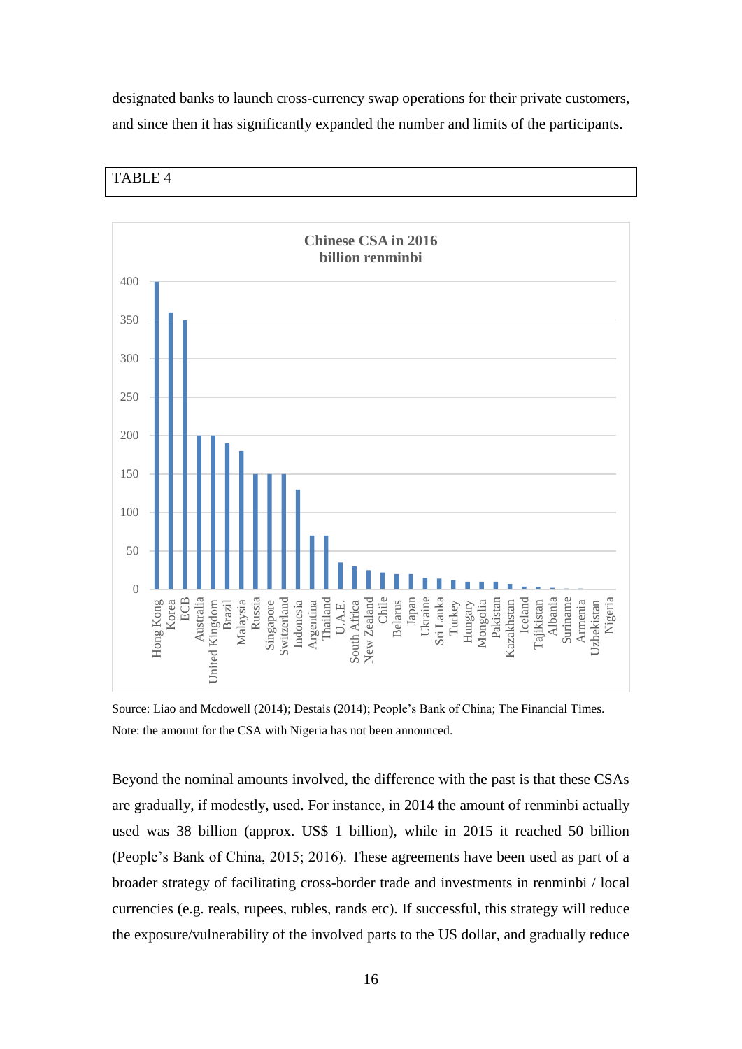designated banks to launch cross-currency swap operations for their private customers, and since then it has significantly expanded the number and limits of the participants.

TABLE 4

Chinese CSA in 2016
billion renminbi

400
350
300
250
200
150
100
50
0

Hong Kong
Korea
ECB
Australia
United Kingdom
Brazil
Malaysia
Russia
Singapore
Switzerland
Indonesia
Argentina
Thailand
U.A.E.
South Africa
New Zealand
Chile
Belarus
Japan
Ukraine
Sri Lanka
Turkey
Hungary
Mongolia
Pakistan
Kazakhstan
Iceland
Tajikistan
Albania
Suriname
Armenia
Uzbekistan
Nigeria

Source: Liao and Mcdowell (2014); Destais (2014); People's Bank of China; The Financial Times.
Note: the amount for the CSA with Nigeria has not been announced.

Beyond the nominal amounts involved, the difference with the past is that these CSAs are gradually, if modestly, used. For instance, in 2014 the amount of renminbi actually used was 38 billion (approx. US$ 1 billion), while in 2015 it reached 50 billion (People's Bank of China, 2015; 2016). These agreements have been used as part of a broader strategy of facilitating cross-border trade and investments in renminbi / local currencies (e.g. reals, rupees, rubles, rands etc). If successful, this strategy will reduce the exposure/vulnerability of the involved parts to the US dollar, and gradually reduce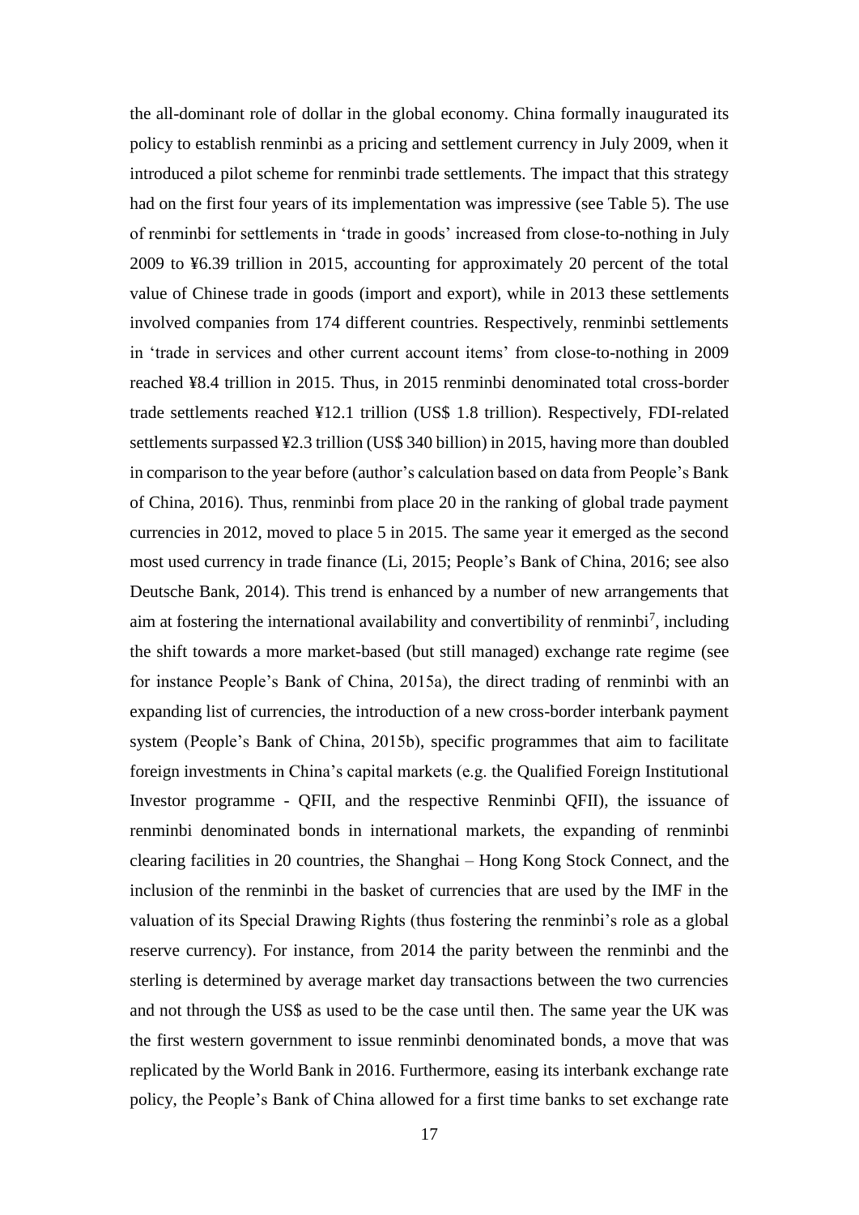the all-dominant role of dollar in the global economy. China formally inaugurated its policy to establish renminbi as a pricing and settlement currency in July 2009, when it introduced a pilot scheme for renminbi trade settlements. The impact that this strategy had on the first four years of its implementation was impressive (see Table 5). The use of renminbi for settlements in 'trade in goods' increased from close-to-nothing in July 2009 to ¥6.39 trillion in 2015, accounting for approximately 20 percent of the total value of Chinese trade in goods (import and export), while in 2013 these settlements involved companies from 174 different countries. Respectively, renminbi settlements in 'trade in services and other current account items' from close-to-nothing in 2009 reached ¥8.4 trillion in 2015. Thus, in 2015 renminbi denominated total cross-border trade settlements reached ¥12.1 trillion (US$ 1.8 trillion). Respectively, FDI-related settlements surpassed ¥2.3 trillion (US$ 340 billion) in 2015, having more than doubled in comparison to the year before (author's calculation based on data from People's Bank of China, 2016). Thus, renminbi from place 20 in the ranking of global trade payment currencies in 2012, moved to place 5 in 2015. The same year it emerged as the second most used currency in trade finance (Li, 2015; People's Bank of China, 2016; see also Deutsche Bank, 2014). This trend is enhanced by a number of new arrangements that aim at fostering the international availability and convertibility of renminbi[7], including the shift towards a more market-based (but still managed) exchange rate regime (see for instance People's Bank of China, 2015a), the direct trading of renminbi with an expanding list of currencies, the introduction of a new cross-border interbank payment system (People's Bank of China, 2015b), specific programmes that aim to facilitate foreign investments in China's capital markets (e.g. the Qualified Foreign Institutional Investor programme - QFII, and the respective Renminbi QFII), the issuance of renminbi denominated bonds in international markets, the expanding of renminbi clearing facilities in 20 countries, the Shanghai – Hong Kong Stock Connect, and the inclusion of the renminbi in the basket of currencies that are used by the IMF in the valuation of its Special Drawing Rights (thus fostering the renminbi's role as a global reserve currency). For instance, from 2014 the parity between the renminbi and the sterling is determined by average market day transactions between the two currencies and not through the US$ as used to be the case until then. The same year the UK was the first western government to issue renminbi denominated bonds, a move that was replicated by the World Bank in 2016. Furthermore, easing its interbank exchange rate policy, the People's Bank of China allowed for a first time banks to set exchange rate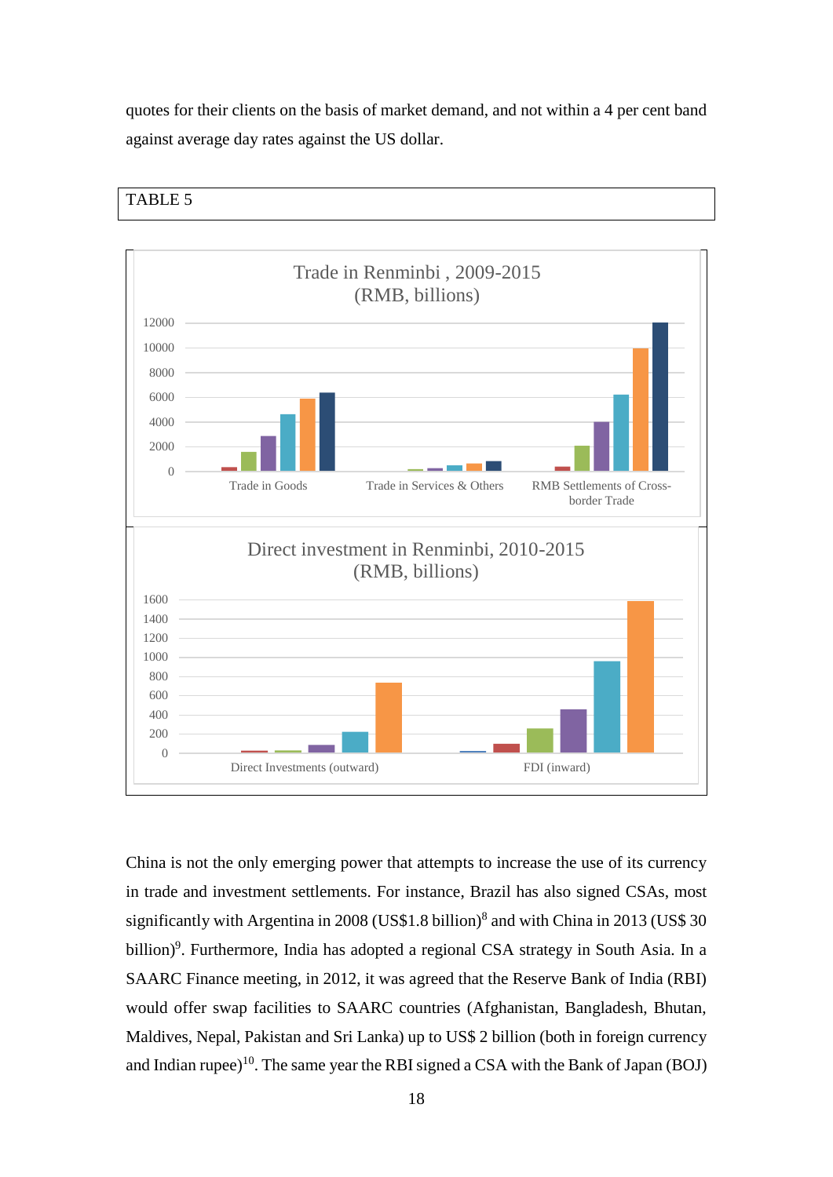quotes for their clients on the basis of market demand, and not within a 4 per cent band against average day rates against the US dollar.

TABLE 5

Trade in Renminbi , 2009-2015
(RMB, billions)

12000
10000
8000
6000
4000
2000
0

Trade in Goods
Trade in Services & Others
RMB Settlements of Cross-border Trade

Direct investment in Renminbi, 2010-2015
(RMB, billions)

1600
1400
1200
1000
800
600
400
200
0

Direct Investments (outward)
FDI (inward)

China is not the only emerging power that attempts to increase the use of its currency in trade and investment settlements. For instance, Brazil has also signed CSAs, most significantly with Argentina in 2008 (US$1.8 billion)[8] and with China in 2013 (US$ 30 billion)[9]. Furthermore, India has adopted a regional CSA strategy in South Asia. In a SAARC Finance meeting, in 2012, it was agreed that the Reserve Bank of India (RBI) would offer swap facilities to SAARC countries (Afghanistan, Bangladesh, Bhutan, Maldives, Nepal, Pakistan and Sri Lanka) up to US$ 2 billion (both in foreign currency and Indian rupee)[10]. The same year the RBI signed a CSA with the Bank of Japan (BOJ)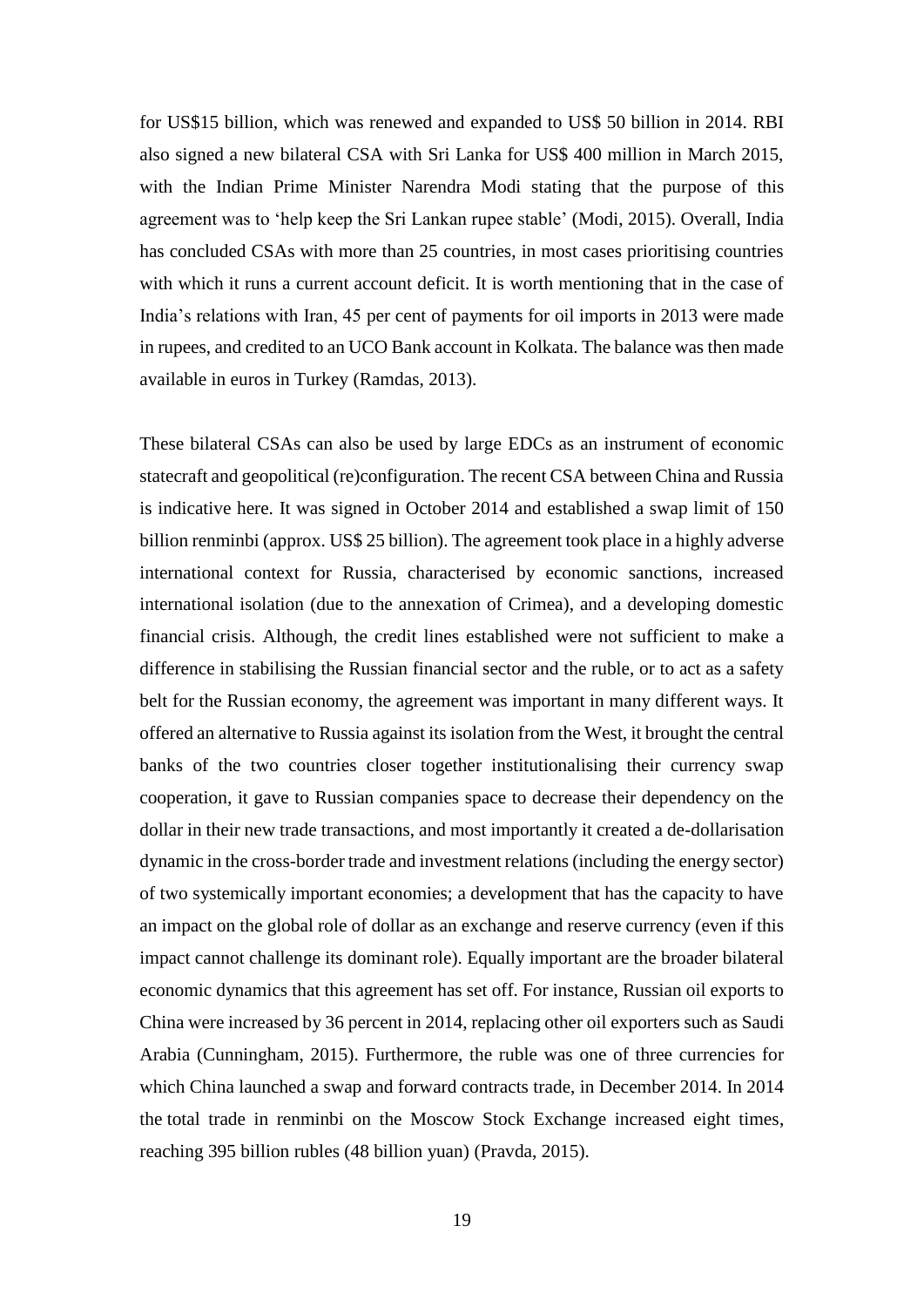for US$15 billion, which was renewed and expanded to US$ 50 billion in 2014. RBI also signed a new bilateral CSA with Sri Lanka for US$ 400 million in March 2015, with the Indian Prime Minister Narendra Modi stating that the purpose of this agreement was to 'help keep the Sri Lankan rupee stable' (Modi, 2015). Overall, India has concluded CSAs with more than 25 countries, in most cases prioritising countries with which it runs a current account deficit. It is worth mentioning that in the case of India's relations with Iran, 45 per cent of payments for oil imports in 2013 were made in rupees, and credited to an UCO Bank account in Kolkata. The balance was then made available in euros in Turkey (Ramdas, 2013).

These bilateral CSAs can also be used by large EDCs as an instrument of economic statecraft and geopolitical (re)configuration. The recent CSA between China and Russia is indicative here. It was signed in October 2014 and established a swap limit of 150 billion renminbi (approx. US$ 25 billion). The agreement took place in a highly adverse international context for Russia, characterised by economic sanctions, increased international isolation (due to the annexation of Crimea), and a developing domestic financial crisis. Although, the credit lines established were not sufficient to make a difference in stabilising the Russian financial sector and the ruble, or to act as a safety belt for the Russian economy, the agreement was important in many different ways. It offered an alternative to Russia against its isolation from the West, it brought the central banks of the two countries closer together institutionalising their currency swap cooperation, it gave to Russian companies space to decrease their dependency on the dollar in their new trade transactions, and most importantly it created a de-dollarisation dynamic in the cross-border trade and investment relations (including the energy sector) of two systemically important economies; a development that has the capacity to have an impact on the global role of dollar as an exchange and reserve currency (even if this impact cannot challenge its dominant role). Equally important are the broader bilateral economic dynamics that this agreement has set off. For instance, Russian oil exports to China were increased by 36 percent in 2014, replacing other oil exporters such as Saudi Arabia (Cunningham, 2015). Furthermore, the ruble was one of three currencies for which China launched a swap and forward contracts trade, in December 2014. In 2014 the total trade in renminbi on the Moscow Stock Exchange increased eight times, reaching 395 billion rubles (48 billion yuan) (Pravda, 2015).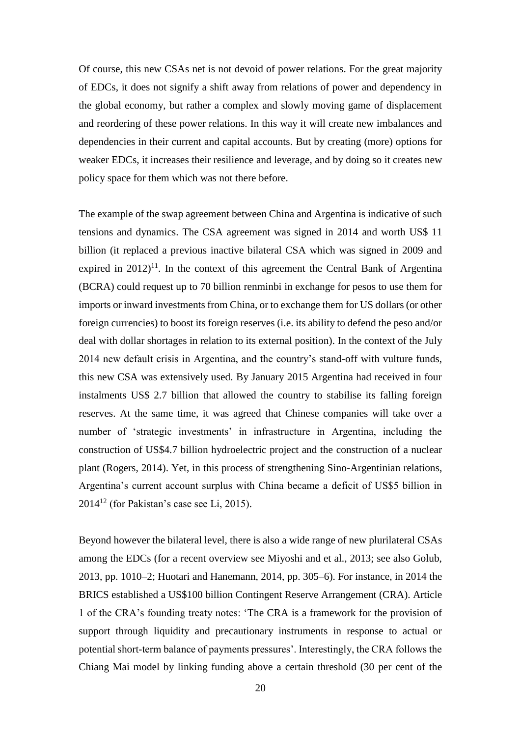Of course, this new CSAs net is not devoid of power relations. For the great majority of EDCs, it does not signify a shift away from relations of power and dependency in the global economy, but rather a complex and slowly moving game of displacement and reordering of these power relations. In this way it will create new imbalances and dependencies in their current and capital accounts. But by creating (more) options for weaker EDCs, it increases their resilience and leverage, and by doing so it creates new policy space for them which was not there before.

The example of the swap agreement between China and Argentina is indicative of such tensions and dynamics. The CSA agreement was signed in 2014 and worth US$ 11 billion (it replaced a previous inactive bilateral CSA which was signed in 2009 and expired in 2012)[11]. In the context of this agreement the Central Bank of Argentina (BCRA) could request up to 70 billion renminbi in exchange for pesos to use them for imports or inward investments from China, or to exchange them for US dollars (or other foreign currencies) to boost its foreign reserves (i.e. its ability to defend the peso and/or deal with dollar shortages in relation to its external position). In the context of the July 2014 new default crisis in Argentina, and the country's stand-off with vulture funds, this new CSA was extensively used. By January 2015 Argentina had received in four instalments US$ 2.7 billion that allowed the country to stabilise its falling foreign reserves. At the same time, it was agreed that Chinese companies will take over a number of 'strategic investments' in infrastructure in Argentina, including the construction of US$4.7 billion hydroelectric project and the construction of a nuclear plant (Rogers, 2014). Yet, in this process of strengthening Sino-Argentinian relations, Argentina's current account surplus with China became a deficit of US$5 billion in 2014[12] (for Pakistan's case see Li, 2015).

Beyond however the bilateral level, there is also a wide range of new plurilateral CSAs among the EDCs (for a recent overview see Miyoshi and et al., 2013; see also Golub, 2013, pp. 1010–2; Huotari and Hanemann, 2014, pp. 305–6). For instance, in 2014 the BRICS established a US$100 billion Contingent Reserve Arrangement (CRA). Article 1 of the CRA's founding treaty notes: 'The CRA is a framework for the provision of support through liquidity and precautionary instruments in response to actual or potential short-term balance of payments pressures'. Interestingly, the CRA follows the Chiang Mai model by linking funding above a certain threshold (30 per cent of the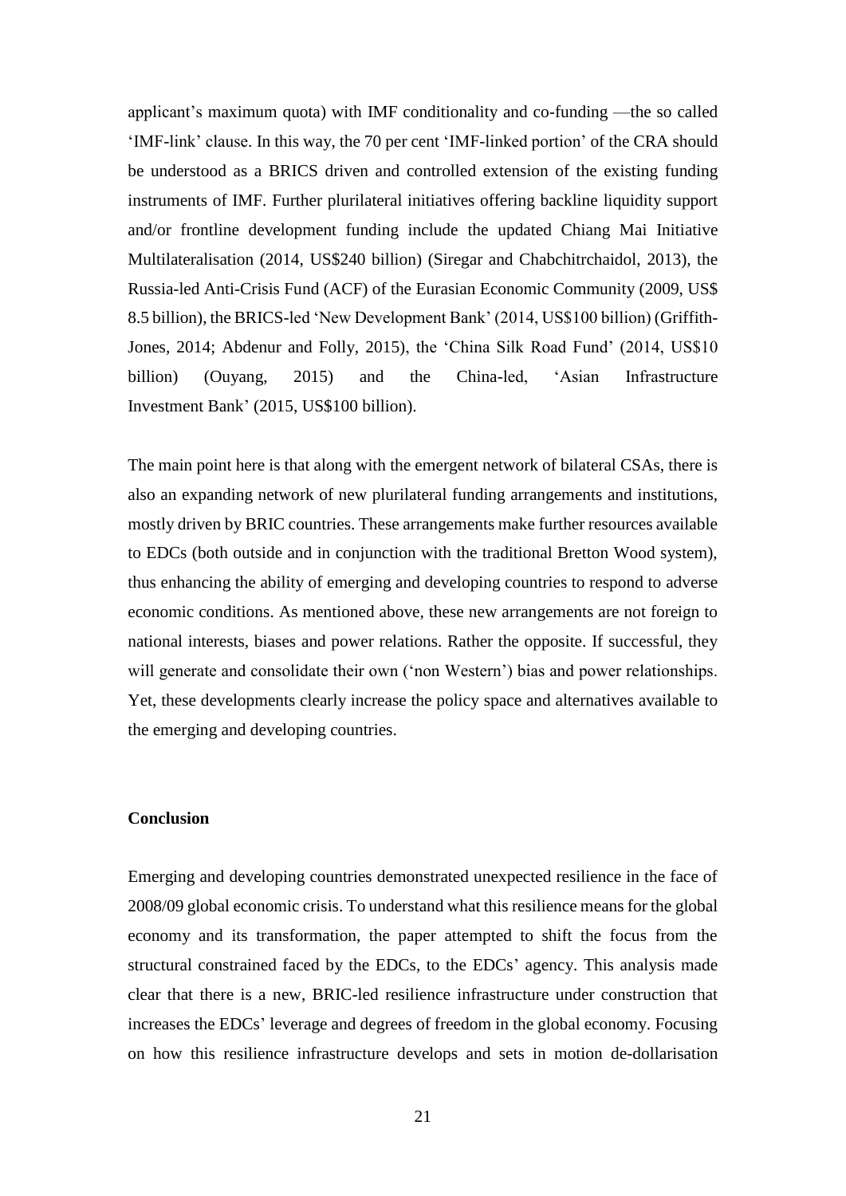applicant's maximum quota) with IMF conditionality and co-funding —the so called 'IMF-link' clause. In this way, the 70 per cent 'IMF-linked portion' of the CRA should be understood as a BRICS driven and controlled extension of the existing funding instruments of IMF. Further plurilateral initiatives offering backline liquidity support and/or frontline development funding include the updated Chiang Mai Initiative Multilateralisation (2014, US$240 billion) (Siregar and Chabchitrchaidol, 2013), the Russia-led Anti-Crisis Fund (ACF) of the Eurasian Economic Community (2009, US$ 8.5 billion), the BRICS-led 'New Development Bank' (2014, US$100 billion) (Griffith-Jones, 2014; Abdenur and Folly, 2015), the 'China Silk Road Fund' (2014, US$10 billion) (Ouyang, 2015) and the China-led, 'Asian Infrastructure Investment Bank' (2015, US$100 billion).

The main point here is that along with the emergent network of bilateral CSAs, there is also an expanding network of new plurilateral funding arrangements and institutions, mostly driven by BRIC countries. These arrangements make further resources available to EDCs (both outside and in conjunction with the traditional Bretton Wood system), thus enhancing the ability of emerging and developing countries to respond to adverse economic conditions. As mentioned above, these new arrangements are not foreign to national interests, biases and power relations. Rather the opposite. If successful, they will generate and consolidate their own ('non Western') bias and power relationships. Yet, these developments clearly increase the policy space and alternatives available to the emerging and developing countries.

## Conclusion

Emerging and developing countries demonstrated unexpected resilience in the face of 2008/09 global economic crisis. To understand what this resilience means for the global economy and its transformation, the paper attempted to shift the focus from the structural constrained faced by the EDCs, to the EDCs' agency. This analysis made clear that there is a new, BRIC-led resilience infrastructure under construction that increases the EDCs' leverage and degrees of freedom in the global economy. Focusing on how this resilience infrastructure develops and sets in motion de-dollarisation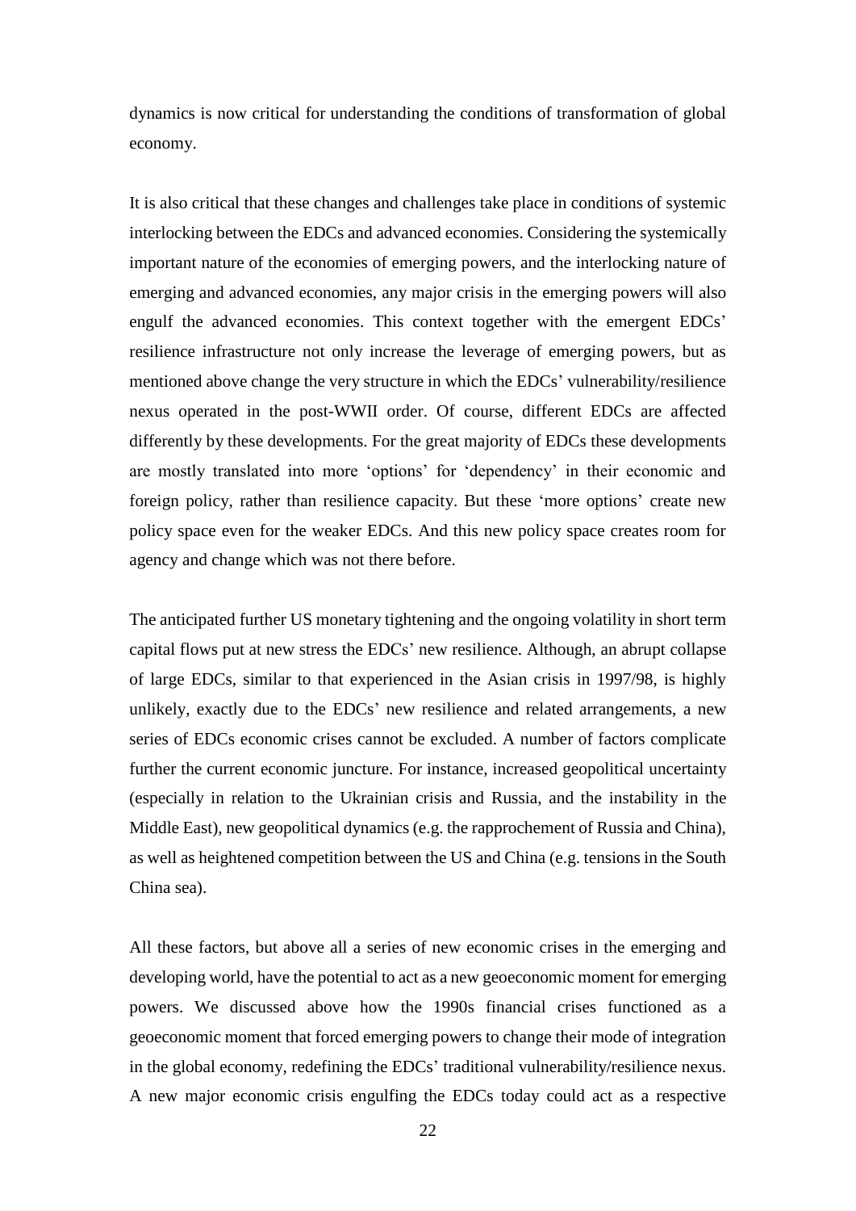dynamics is now critical for understanding the conditions of transformation of global economy.

It is also critical that these changes and challenges take place in conditions of systemic interlocking between the EDCs and advanced economies. Considering the systemically important nature of the economies of emerging powers, and the interlocking nature of emerging and advanced economies, any major crisis in the emerging powers will also engulf the advanced economies. This context together with the emergent EDCs' resilience infrastructure not only increase the leverage of emerging powers, but as mentioned above change the very structure in which the EDCs' vulnerability/resilience nexus operated in the post-WWII order. Of course, different EDCs are affected differently by these developments. For the great majority of EDCs these developments are mostly translated into more 'options' for 'dependency' in their economic and foreign policy, rather than resilience capacity. But these 'more options' create new policy space even for the weaker EDCs. And this new policy space creates room for agency and change which was not there before.

The anticipated further US monetary tightening and the ongoing volatility in short term capital flows put at new stress the EDCs' new resilience. Although, an abrupt collapse of large EDCs, similar to that experienced in the Asian crisis in 1997/98, is highly unlikely, exactly due to the EDCs' new resilience and related arrangements, a new series of EDCs economic crises cannot be excluded. A number of factors complicate further the current economic juncture. For instance, increased geopolitical uncertainty (especially in relation to the Ukrainian crisis and Russia, and the instability in the Middle East), new geopolitical dynamics (e.g. the rapprochement of Russia and China), as well as heightened competition between the US and China (e.g. tensions in the South China sea).

All these factors, but above all a series of new economic crises in the emerging and developing world, have the potential to act as a new geoeconomic moment for emerging powers. We discussed above how the 1990s financial crises functioned as a geoeconomic moment that forced emerging powers to change their mode of integration in the global economy, redefining the EDCs' traditional vulnerability/resilience nexus. A new major economic crisis engulfing the EDCs today could act as a respective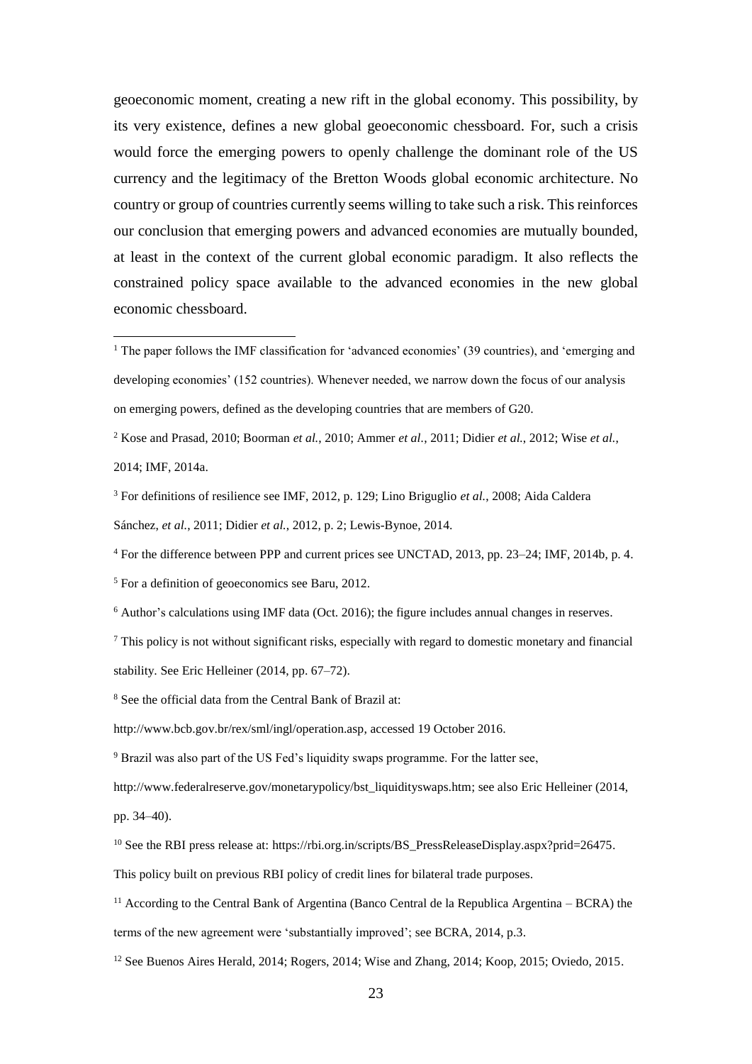geoeconomic moment, creating a new rift in the global economy. This possibility, by its very existence, defines a new global geoeconomic chessboard. For, such a crisis would force the emerging powers to openly challenge the dominant role of the US currency and the legitimacy of the Bretton Woods global economic architecture. No country or group of countries currently seems willing to take such a risk. This reinforces our conclusion that emerging powers and advanced economies are mutually bounded, at least in the context of the current global economic paradigm. It also reflects the constrained policy space available to the advanced economies in the new global economic chessboard.

---

[1] The paper follows the IMF classification for 'advanced economies' (39 countries), and 'emerging and developing economies' (152 countries). Whenever needed, we narrow down the focus of our analysis on emerging powers, defined as the developing countries that are members of G20.

[2] Kose and Prasad, 2010; Boorman *et al.*, 2010; Ammer *et al.*, 2011; Didier *et al.*, 2012; Wise *et al.*, 2014; IMF, 2014a.

[3] For definitions of resilience see IMF, 2012, p. 129; Lino Briguglio *et al.*, 2008; Aida Caldera Sánchez, *et al.*, 2011; Didier *et al.*, 2012, p. 2; Lewis-Bynoe, 2014.

[4] For the difference between PPP and current prices see UNCTAD, 2013, pp. 23–24; IMF, 2014b, p. 4.

[5] For a definition of geoeconomics see Baru, 2012.

[6] Author's calculations using IMF data (Oct. 2016); the figure includes annual changes in reserves.

[7] This policy is not without significant risks, especially with regard to domestic monetary and financial stability. See Eric Helleiner (2014, pp. 67–72).

[8] See the official data from the Central Bank of Brazil at: http://www.bcb.gov.br/rex/sml/ingl/operation.asp, accessed 19 October 2016.

[9] Brazil was also part of the US Fed's liquidity swaps programme. For the latter see, http://www.federalreserve.gov/monetarypolicy/bst_liquidityswaps.htm; see also Eric Helleiner (2014, pp. 34–40).

[10] See the RBI press release at: https://rbi.org.in/scripts/BS_PressReleaseDisplay.aspx?prid=26475. This policy built on previous RBI policy of credit lines for bilateral trade purposes.

[11] According to the Central Bank of Argentina (Banco Central de la Republica Argentina – BCRA) the terms of the new agreement were 'substantially improved'; see BCRA, 2014, p.3.

[12] See Buenos Aires Herald, 2014; Rogers, 2014; Wise and Zhang, 2014; Koop, 2015; Oviedo, 2015.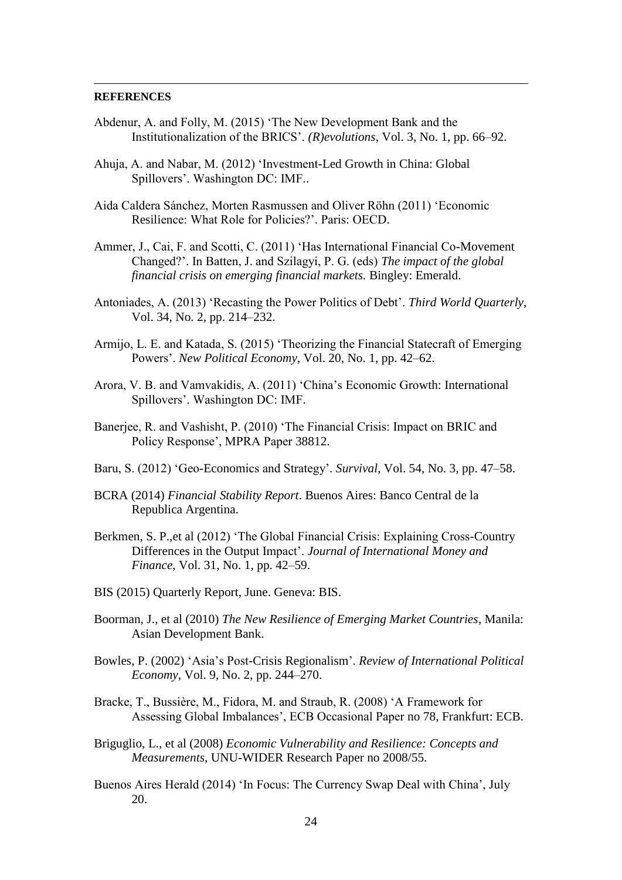**REFERENCES**

Abdenur, A. and Folly, M. (2015) 'The New Development Bank and the Institutionalization of the BRICS'. *(R)evolutions*, Vol. 3, No. 1, pp. 66–92.

Ahuja, A. and Nabar, M. (2012) 'Investment-Led Growth in China: Global Spillovers'. Washington DC: IMF..

Aida Caldera Sánchez, Morten Rasmussen and Oliver Röhn (2011) 'Economic Resilience: What Role for Policies?'. Paris: OECD.

Ammer, J., Cai, F. and Scotti, C. (2011) 'Has International Financial Co-Movement Changed?'. In Batten, J. and Szilagyi, P. G. (eds) *The impact of the global financial crisis on emerging financial markets.* Bingley: Emerald.

Antoniades, A. (2013) 'Recasting the Power Politics of Debt'. *Third World Quarterly*, Vol. 34, No. 2, pp. 214–232.

Armijo, L. E. and Katada, S. (2015) 'Theorizing the Financial Statecraft of Emerging Powers'. *New Political Economy*, Vol. 20, No. 1, pp. 42–62.

Arora, V. B. and Vamvakidis, A. (2011) 'China's Economic Growth: International Spillovers'. Washington DC: IMF.

Banerjee, R. and Vashisht, P. (2010) 'The Financial Crisis: Impact on BRIC and Policy Response', MPRA Paper 38812.

Baru, S. (2012) 'Geo-Economics and Strategy'. *Survival*, Vol. 54, No. 3, pp. 47–58.

BCRA (2014) *Financial Stability Report*. Buenos Aires: Banco Central de la Republica Argentina.

Berkmen, S. P.,et al (2012) 'The Global Financial Crisis: Explaining Cross-Country Differences in the Output Impact'. *Journal of International Money and Finance*, Vol. 31, No. 1, pp. 42–59.

BIS (2015) Quarterly Report, June. Geneva: BIS.

Boorman, J., et al (2010) *The New Resilience of Emerging Market Countries*, Manila: Asian Development Bank.

Bowles, P. (2002) 'Asia's Post-Crisis Regionalism'. *Review of International Political Economy*, Vol. 9, No. 2, pp. 244–270.

Bracke, T., Bussière, M., Fidora, M. and Straub, R. (2008) 'A Framework for Assessing Global Imbalances', ECB Occasional Paper no 78, Frankfurt: ECB.

Briguglio, L., et al (2008) *Economic Vulnerability and Resilience: Concepts and Measurements*, UNU-WIDER Research Paper no 2008/55.

Buenos Aires Herald (2014) 'In Focus: The Currency Swap Deal with China', July 20.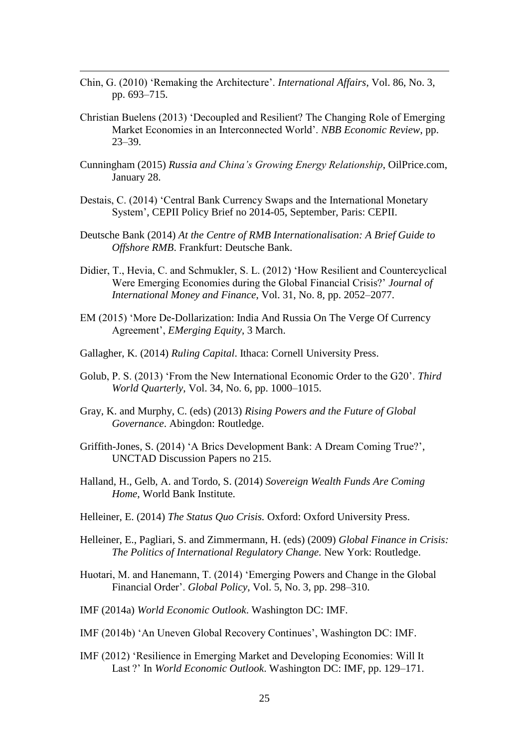Chin, G. (2010) 'Remaking the Architecture'. *International Affairs*, Vol. 86, No. 3, pp. 693–715.

Christian Buelens (2013) 'Decoupled and Resilient? The Changing Role of Emerging Market Economies in an Interconnected World'. *NBB Economic Review*, pp. 23–39.

Cunningham (2015) *Russia and China's Growing Energy Relationship*, OilPrice.com, January 28.

Destais, C. (2014) 'Central Bank Currency Swaps and the International Monetary System', CEPII Policy Brief no 2014-05, September, Paris: CEPII.

Deutsche Bank (2014) *At the Centre of RMB Internationalisation: A Brief Guide to Offshore RMB*. Frankfurt: Deutsche Bank.

Didier, T., Hevia, C. and Schmukler, S. L. (2012) 'How Resilient and Countercyclical Were Emerging Economies during the Global Financial Crisis?' *Journal of International Money and Finance*, Vol. 31, No. 8, pp. 2052–2077.

EM (2015) 'More De-Dollarization: India And Russia On The Verge Of Currency Agreement', *EMerging Equity*, 3 March.

Gallagher, K. (2014) *Ruling Capital*. Ithaca: Cornell University Press.

Golub, P. S. (2013) 'From the New International Economic Order to the G20'. *Third World Quarterly*, Vol. 34, No. 6, pp. 1000–1015.

Gray, K. and Murphy, C. (eds) (2013) *Rising Powers and the Future of Global Governance*. Abingdon: Routledge.

Griffith-Jones, S. (2014) 'A Brics Development Bank: A Dream Coming True?', UNCTAD Discussion Papers no 215.

Halland, H., Gelb, A. and Tordo, S. (2014) *Sovereign Wealth Funds Are Coming Home*, World Bank Institute.

Helleiner, E. (2014) *The Status Quo Crisis*. Oxford: Oxford University Press.

Helleiner, E., Pagliari, S. and Zimmermann, H. (eds) (2009) *Global Finance in Crisis: The Politics of International Regulatory Change*. New York: Routledge.

Huotari, M. and Hanemann, T. (2014) 'Emerging Powers and Change in the Global Financial Order'. *Global Policy*, Vol. 5, No. 3, pp. 298–310.

IMF (2014a) *World Economic Outlook*. Washington DC: IMF.

IMF (2014b) 'An Uneven Global Recovery Continues', Washington DC: IMF.

IMF (2012) 'Resilience in Emerging Market and Developing Economies: Will It Last ?' In *World Economic Outlook*. Washington DC: IMF, pp. 129–171.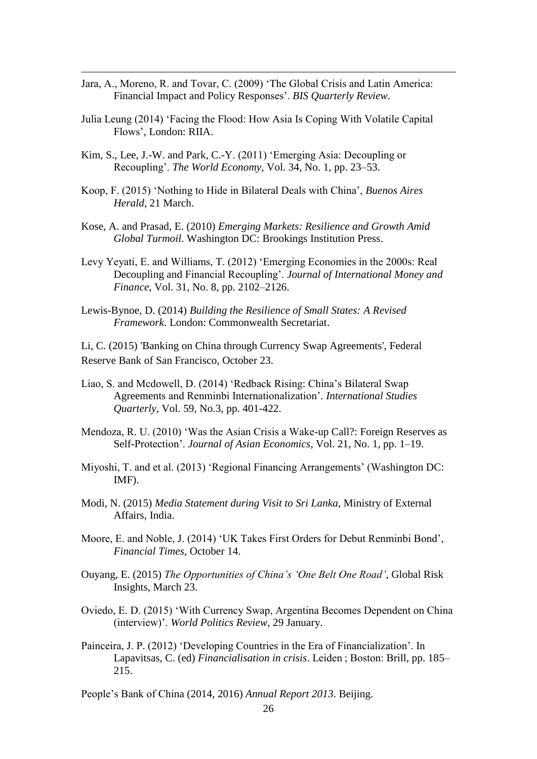Jara, A., Moreno, R. and Tovar, C. (2009) 'The Global Crisis and Latin America: Financial Impact and Policy Responses'. *BIS Quarterly Review*.

Julia Leung (2014) 'Facing the Flood: How Asia Is Coping With Volatile Capital Flows', London: RIIA.

Kim, S., Lee, J.-W. and Park, C.-Y. (2011) 'Emerging Asia: Decoupling or Recoupling'. *The World Economy*, Vol. 34, No. 1, pp. 23–53.

Koop, F. (2015) 'Nothing to Hide in Bilateral Deals with China', *Buenos Aires Herald*, 21 March.

Kose, A. and Prasad, E. (2010) *Emerging Markets: Resilience and Growth Amid Global Turmoil*. Washington DC: Brookings Institution Press.

Levy Yeyati, E. and Williams, T. (2012) 'Emerging Economies in the 2000s: Real Decoupling and Financial Recoupling'. *Journal of International Money and Finance*, Vol. 31, No. 8, pp. 2102–2126.

Lewis-Bynoe, D. (2014) *Building the Resilience of Small States: A Revised Framework*. London: Commonwealth Secretariat.

Li, C. (2015) 'Banking on China through Currency Swap Agreements', Federal Reserve Bank of San Francisco, October 23.

Liao, S. and Mcdowell, D. (2014) 'Redback Rising: China's Bilateral Swap Agreements and Renminbi Internationalization'. *International Studies Quarterly*, Vol. 59, No.3, pp. 401-422.

Mendoza, R. U. (2010) 'Was the Asian Crisis a Wake-up Call?: Foreign Reserves as Self-Protection'. *Journal of Asian Economics*, Vol. 21, No. 1, pp. 1–19.

Miyoshi, T. and et al. (2013) 'Regional Financing Arrangements' (Washington DC: IMF).

Modi, N. (2015) *Media Statement during Visit to Sri Lanka*, Ministry of External Affairs, India.

Moore, E. and Noble, J. (2014) 'UK Takes First Orders for Debut Renminbi Bond', *Financial Times*, October 14.

Ouyang, E. (2015) *The Opportunities of China's 'One Belt One Road'*, Global Risk Insights, March 23.

Oviedo, E. D. (2015) 'With Currency Swap, Argentina Becomes Dependent on China (interview)'. *World Politics Review*, 29 January.

Painceira, J. P. (2012) 'Developing Countries in the Era of Financialization'. In Lapavitsas, C. (ed) *Financialisation in crisis*. Leiden ; Boston: Brill, pp. 185–215.

People's Bank of China (2014, 2016) *Annual Report 2013*. Beijing.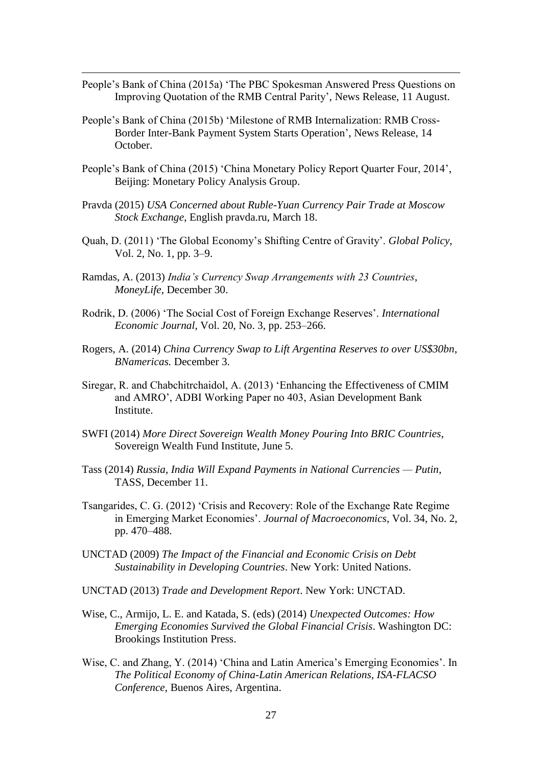People's Bank of China (2015a) 'The PBC Spokesman Answered Press Questions on Improving Quotation of the RMB Central Parity', News Release, 11 August.

People's Bank of China (2015b) 'Milestone of RMB Internalization: RMB Cross-Border Inter-Bank Payment System Starts Operation', News Release, 14 October.

People's Bank of China (2015) 'China Monetary Policy Report Quarter Four, 2014', Beijing: Monetary Policy Analysis Group.

Pravda (2015) *USA Concerned about Ruble-Yuan Currency Pair Trade at Moscow Stock Exchange*, English pravda.ru, March 18.

Quah, D. (2011) 'The Global Economy's Shifting Centre of Gravity'. *Global Policy*, Vol. 2, No. 1, pp. 3–9.

Ramdas, A. (2013) *India's Currency Swap Arrangements with 23 Countries*, *MoneyLife*, December 30.

Rodrik, D. (2006) 'The Social Cost of Foreign Exchange Reserves'. *International Economic Journal*, Vol. 20, No. 3, pp. 253–266.

Rogers, A. (2014) *China Currency Swap to Lift Argentina Reserves to over US$30bn*, *BNamericas.* December 3.

Siregar, R. and Chabchitrchaidol, A. (2013) 'Enhancing the Effectiveness of CMIM and AMRO', ADBI Working Paper no 403, Asian Development Bank Institute.

SWFI (2014) *More Direct Sovereign Wealth Money Pouring Into BRIC Countries*, Sovereign Wealth Fund Institute, June 5.

Tass (2014) *Russia, India Will Expand Payments in National Currencies — Putin*, TASS, December 11.

Tsangarides, C. G. (2012) 'Crisis and Recovery: Role of the Exchange Rate Regime in Emerging Market Economies'. *Journal of Macroeconomics*, Vol. 34, No. 2, pp. 470–488.

UNCTAD (2009) *The Impact of the Financial and Economic Crisis on Debt Sustainability in Developing Countries*. New York: United Nations.

UNCTAD (2013) *Trade and Development Report*. New York: UNCTAD.

Wise, C., Armijo, L. E. and Katada, S. (eds) (2014) *Unexpected Outcomes: How Emerging Economies Survived the Global Financial Crisis*. Washington DC: Brookings Institution Press.

Wise, C. and Zhang, Y. (2014) 'China and Latin America's Emerging Economies'. In *The Political Economy of China-Latin American Relations, ISA-FLACSO Conference*, Buenos Aires, Argentina.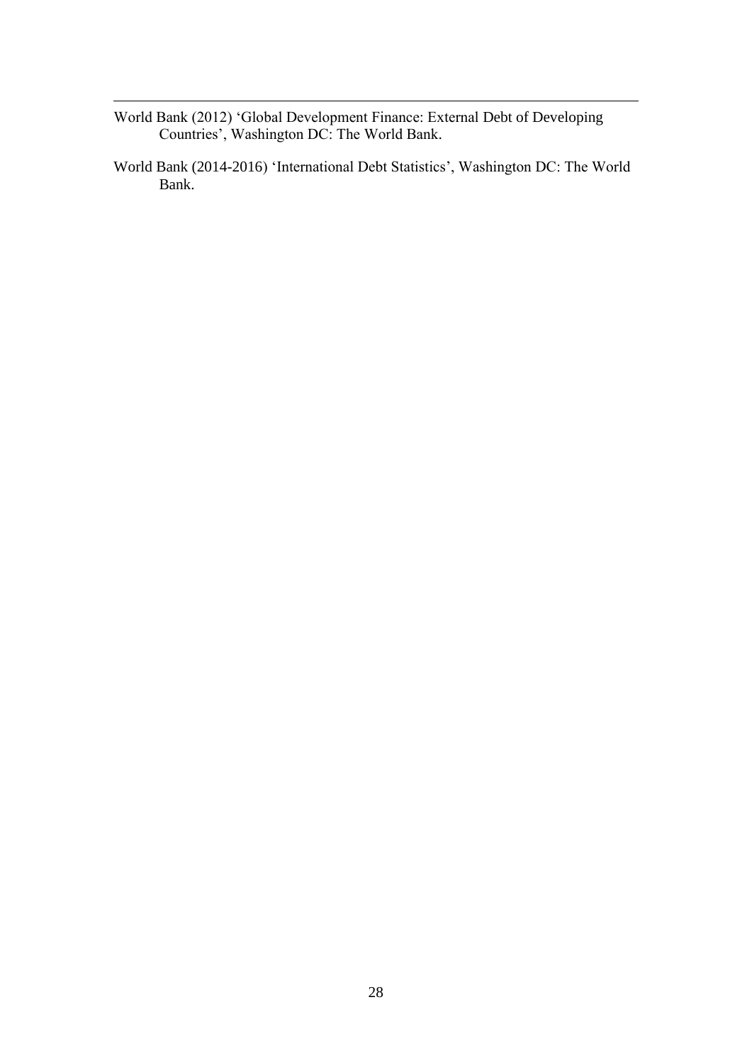World Bank (2012) 'Global Development Finance: External Debt of Developing Countries', Washington DC: The World Bank.

World Bank (2014-2016) 'International Debt Statistics', Washington DC: The World Bank.